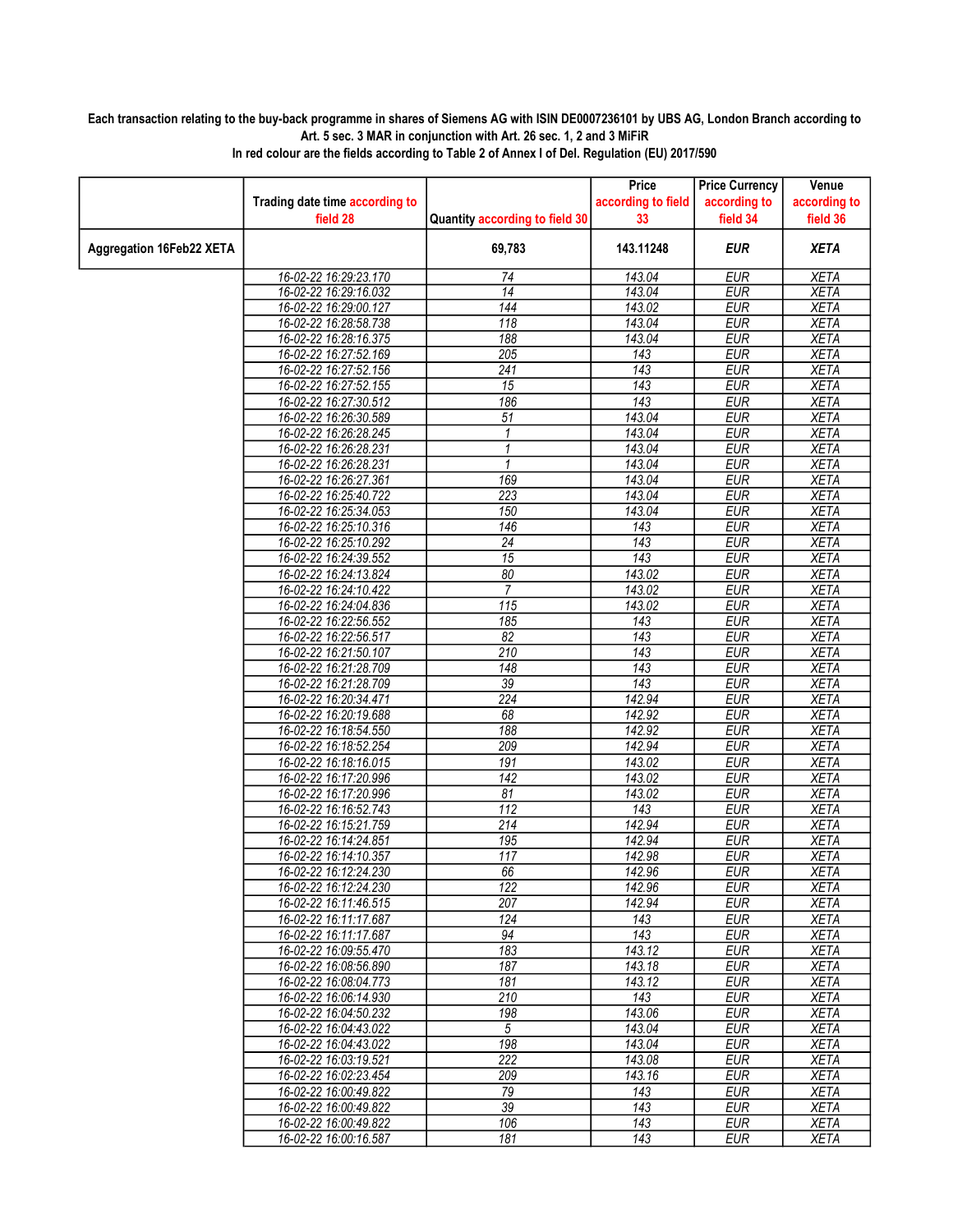**Each transaction relating to the buy-back programme in shares of Siemens AG with ISIN DE0007236101 by UBS AG, London Branch according to Art. 5 sec. 3 MAR in conjunction with Art. 26 sec. 1, 2 and 3 MiFiR**

**In red colour are the fields according to Table 2 of Annex I of Del. Regulation (EU) 2017/590**

| | Trading date time according to field 28 | Quantity according to field 30 | Price according to field 33 | Price Currency according to field 34 | Venue according to field 36 |
|---|---|---|---|---|---|
| **Aggregation 16Feb22 XETA** | | **69,783** | **143.11248** | ***EUR*** | ***XETA*** |
| | 16-02-22 16:29:23.170 | 74 | 143.04 | EUR | XETA |
| | 16-02-22 16:29:16.032 | 14 | 143.04 | EUR | XETA |
| | 16-02-22 16:29:00.127 | 144 | 143.02 | EUR | XETA |
| | 16-02-22 16:28:58.738 | 118 | 143.04 | EUR | XETA |
| | 16-02-22 16:28:16.375 | 188 | 143.04 | EUR | XETA |
| | 16-02-22 16:27:52.169 | 205 | 143 | EUR | XETA |
| | 16-02-22 16:27:52.156 | 241 | 143 | EUR | XETA |
| | 16-02-22 16:27:52.155 | 15 | 143 | EUR | XETA |
| | 16-02-22 16:27:30.512 | 186 | 143 | EUR | XETA |
| | 16-02-22 16:26:30.589 | 51 | 143.04 | EUR | XETA |
| | 16-02-22 16:26:28.245 | 1 | 143.04 | EUR | XETA |
| | 16-02-22 16:26:28.231 | 1 | 143.04 | EUR | XETA |
| | 16-02-22 16:26:28.231 | 1 | 143.04 | EUR | XETA |
| | 16-02-22 16:26:27.361 | 169 | 143.04 | EUR | XETA |
| | 16-02-22 16:25:40.722 | 223 | 143.04 | EUR | XETA |
| | 16-02-22 16:25:34.053 | 150 | 143.04 | EUR | XETA |
| | 16-02-22 16:25:10.316 | 146 | 143 | EUR | XETA |
| | 16-02-22 16:25:10.292 | 24 | 143 | EUR | XETA |
| | 16-02-22 16:24:39.552 | 15 | 143 | EUR | XETA |
| | 16-02-22 16:24:13.824 | 80 | 143.02 | EUR | XETA |
| | 16-02-22 16:24:10.422 | 7 | 143.02 | EUR | XETA |
| | 16-02-22 16:24:04.836 | 115 | 143.02 | EUR | XETA |
| | 16-02-22 16:22:56.552 | 185 | 143 | EUR | XETA |
| | 16-02-22 16:22:56.517 | 82 | 143 | EUR | XETA |
| | 16-02-22 16:21:50.107 | 210 | 143 | EUR | XETA |
| | 16-02-22 16:21:28.709 | 148 | 143 | EUR | XETA |
| | 16-02-22 16:21:28.709 | 39 | 143 | EUR | XETA |
| | 16-02-22 16:20:34.471 | 224 | 142.94 | EUR | XETA |
| | 16-02-22 16:20:19.688 | 68 | 142.92 | EUR | XETA |
| | 16-02-22 16:18:54.550 | 188 | 142.92 | EUR | XETA |
| | 16-02-22 16:18:52.254 | 209 | 142.94 | EUR | XETA |
| | 16-02-22 16:18:16.015 | 191 | 143.02 | EUR | XETA |
| | 16-02-22 16:17:20.996 | 142 | 143.02 | EUR | XETA |
| | 16-02-22 16:17:20.996 | 81 | 143.02 | EUR | XETA |
| | 16-02-22 16:16:52.743 | 112 | 143 | EUR | XETA |
| | 16-02-22 16:15:21.759 | 214 | 142.94 | EUR | XETA |
| | 16-02-22 16:14:24.851 | 195 | 142.94 | EUR | XETA |
| | 16-02-22 16:14:10.357 | 117 | 142.98 | EUR | XETA |
| | 16-02-22 16:12:24.230 | 66 | 142.96 | EUR | XETA |
| | 16-02-22 16:12:24.230 | 122 | 142.96 | EUR | XETA |
| | 16-02-22 16:11:46.515 | 207 | 142.94 | EUR | XETA |
| | 16-02-22 16:11:17.687 | 124 | 143 | EUR | XETA |
| | 16-02-22 16:11:17.687 | 94 | 143 | EUR | XETA |
| | 16-02-22 16:09:55.470 | 183 | 143.12 | EUR | XETA |
| | 16-02-22 16:08:56.890 | 187 | 143.18 | EUR | XETA |
| | 16-02-22 16:08:04.773 | 181 | 143.12 | EUR | XETA |
| | 16-02-22 16:06:14.930 | 210 | 143 | EUR | XETA |
| | 16-02-22 16:04:50.232 | 198 | 143.06 | EUR | XETA |
| | 16-02-22 16:04:43.022 | 5 | 143.04 | EUR | XETA |
| | 16-02-22 16:04:43.022 | 198 | 143.04 | EUR | XETA |
| | 16-02-22 16:03:19.521 | 222 | 143.08 | EUR | XETA |
| | 16-02-22 16:02:23.454 | 209 | 143.16 | EUR | XETA |
| | 16-02-22 16:00:49.822 | 79 | 143 | EUR | XETA |
| | 16-02-22 16:00:49.822 | 39 | 143 | EUR | XETA |
| | 16-02-22 16:00:49.822 | 106 | 143 | EUR | XETA |
| | 16-02-22 16:00:16.587 | 181 | 143 | EUR | XETA |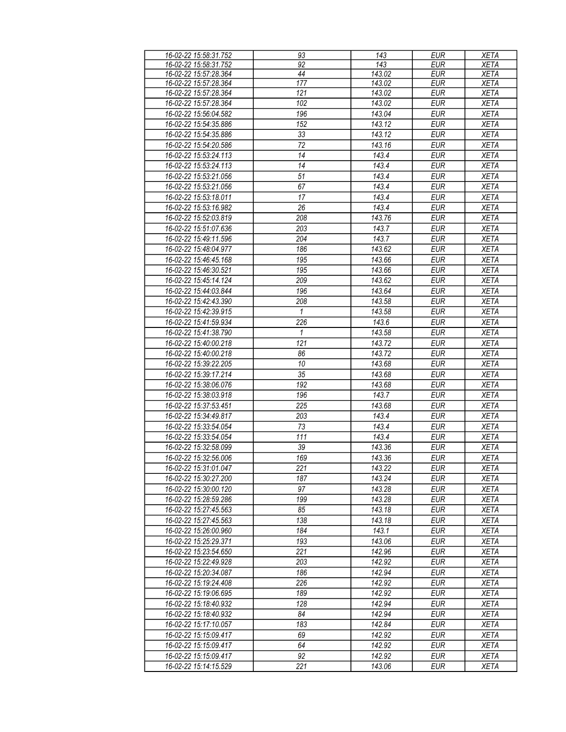| 16-02-22 15:58:31.752 | 93 | 143 | EUR | XETA |
|---|---|---|---|---|
| 16-02-22 15:58:31.752 | 92 | 143 | EUR | XETA |
| 16-02-22 15:57:28.364 | 44 | 143.02 | EUR | XETA |
| 16-02-22 15:57:28.364 | 177 | 143.02 | EUR | XETA |
| 16-02-22 15:57:28.364 | 121 | 143.02 | EUR | XETA |
| 16-02-22 15:57:28.364 | 102 | 143.02 | EUR | XETA |
| 16-02-22 15:56:04.582 | 196 | 143.04 | EUR | XETA |
| 16-02-22 15:54:35.886 | 152 | 143.12 | EUR | XETA |
| 16-02-22 15:54:35.886 | 33 | 143.12 | EUR | XETA |
| 16-02-22 15:54:20.586 | 72 | 143.16 | EUR | XETA |
| 16-02-22 15:53:24.113 | 14 | 143.4 | EUR | XETA |
| 16-02-22 15:53:24.113 | 14 | 143.4 | EUR | XETA |
| 16-02-22 15:53:21.056 | 51 | 143.4 | EUR | XETA |
| 16-02-22 15:53:21.056 | 67 | 143.4 | EUR | XETA |
| 16-02-22 15:53:18.011 | 17 | 143.4 | EUR | XETA |
| 16-02-22 15:53:16.982 | 26 | 143.4 | EUR | XETA |
| 16-02-22 15:52:03.819 | 208 | 143.76 | EUR | XETA |
| 16-02-22 15:51:07.636 | 203 | 143.7 | EUR | XETA |
| 16-02-22 15:49:11.596 | 204 | 143.7 | EUR | XETA |
| 16-02-22 15:48:04.977 | 186 | 143.62 | EUR | XETA |
| 16-02-22 15:46:45.168 | 195 | 143.66 | EUR | XETA |
| 16-02-22 15:46:30.521 | 195 | 143.66 | EUR | XETA |
| 16-02-22 15:45:14.124 | 209 | 143.62 | EUR | XETA |
| 16-02-22 15:44:03.844 | 196 | 143.64 | EUR | XETA |
| 16-02-22 15:42:43.390 | 208 | 143.58 | EUR | XETA |
| 16-02-22 15:42:39.915 | 1 | 143.58 | EUR | XETA |
| 16-02-22 15:41:59.934 | 226 | 143.6 | EUR | XETA |
| 16-02-22 15:41:38.790 | 1 | 143.58 | EUR | XETA |
| 16-02-22 15:40:00.218 | 121 | 143.72 | EUR | XETA |
| 16-02-22 15:40:00.218 | 86 | 143.72 | EUR | XETA |
| 16-02-22 15:39:22.205 | 10 | 143.68 | EUR | XETA |
| 16-02-22 15:39:17.214 | 35 | 143.68 | EUR | XETA |
| 16-02-22 15:38:06.076 | 192 | 143.68 | EUR | XETA |
| 16-02-22 15:38:03.918 | 196 | 143.7 | EUR | XETA |
| 16-02-22 15:37:53.451 | 225 | 143.68 | EUR | XETA |
| 16-02-22 15:34:49.817 | 203 | 143.4 | EUR | XETA |
| 16-02-22 15:33:54.054 | 73 | 143.4 | EUR | XETA |
| 16-02-22 15:33:54.054 | 111 | 143.4 | EUR | XETA |
| 16-02-22 15:32:58.099 | 39 | 143.36 | EUR | XETA |
| 16-02-22 15:32:56.006 | 169 | 143.36 | EUR | XETA |
| 16-02-22 15:31:01.047 | 221 | 143.22 | EUR | XETA |
| 16-02-22 15:30:27.200 | 187 | 143.24 | EUR | XETA |
| 16-02-22 15:30:00.120 | 97 | 143.28 | EUR | XETA |
| 16-02-22 15:28:59.286 | 199 | 143.28 | EUR | XETA |
| 16-02-22 15:27:45.563 | 85 | 143.18 | EUR | XETA |
| 16-02-22 15:27:45.563 | 138 | 143.18 | EUR | XETA |
| 16-02-22 15:26:00.960 | 184 | 143.1 | EUR | XETA |
| 16-02-22 15:25:29.371 | 193 | 143.06 | EUR | XETA |
| 16-02-22 15:23:54.650 | 221 | 142.96 | EUR | XETA |
| 16-02-22 15:22:49.928 | 203 | 142.92 | EUR | XETA |
| 16-02-22 15:20:34.087 | 186 | 142.94 | EUR | XETA |
| 16-02-22 15:19:24.408 | 226 | 142.92 | EUR | XETA |
| 16-02-22 15:19:06.695 | 189 | 142.92 | EUR | XETA |
| 16-02-22 15:18:40.932 | 128 | 142.94 | EUR | XETA |
| 16-02-22 15:18:40.932 | 84 | 142.94 | EUR | XETA |
| 16-02-22 15:17:10.057 | 183 | 142.84 | EUR | XETA |
| 16-02-22 15:15:09.417 | 69 | 142.92 | EUR | XETA |
| 16-02-22 15:15:09.417 | 64 | 142.92 | EUR | XETA |
| 16-02-22 15:15:09.417 | 92 | 142.92 | EUR | XETA |
| 16-02-22 15:14:15.529 | 221 | 143.06 | EUR | XETA |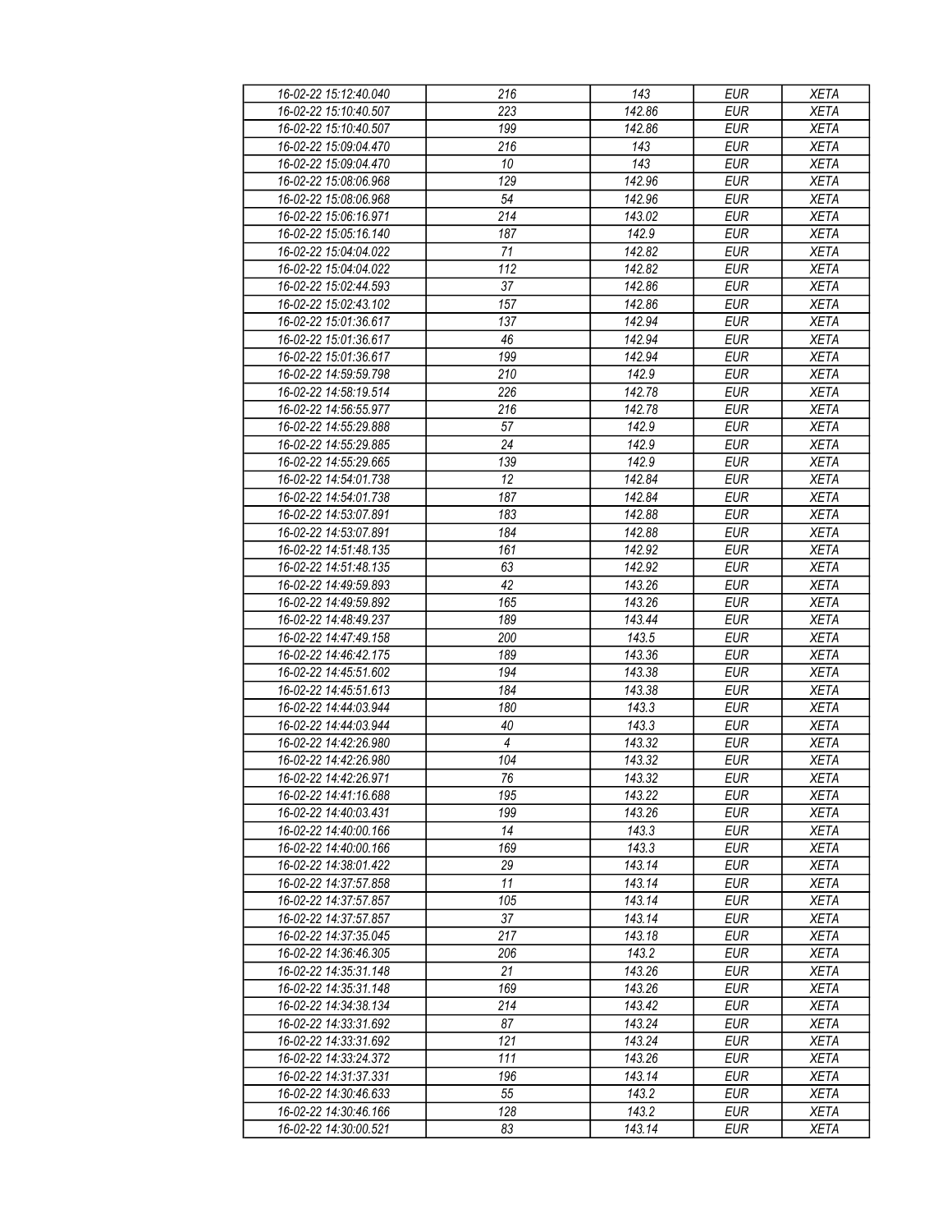| 16-02-22 15:12:40.040 | 216 | 143 | EUR | XETA |
|---|---|---|---|---|
| 16-02-22 15:10:40.507 | 223 | 142.86 | EUR | XETA |
| 16-02-22 15:10:40.507 | 199 | 142.86 | EUR | XETA |
| 16-02-22 15:09:04.470 | 216 | 143 | EUR | XETA |
| 16-02-22 15:09:04.470 | 10 | 143 | EUR | XETA |
| 16-02-22 15:08:06.968 | 129 | 142.96 | EUR | XETA |
| 16-02-22 15:08:06.968 | 54 | 142.96 | EUR | XETA |
| 16-02-22 15:06:16.971 | 214 | 143.02 | EUR | XETA |
| 16-02-22 15:05:16.140 | 187 | 142.9 | EUR | XETA |
| 16-02-22 15:04:04.022 | 71 | 142.82 | EUR | XETA |
| 16-02-22 15:04:04.022 | 112 | 142.82 | EUR | XETA |
| 16-02-22 15:02:44.593 | 37 | 142.86 | EUR | XETA |
| 16-02-22 15:02:43.102 | 157 | 142.86 | EUR | XETA |
| 16-02-22 15:01:36.617 | 137 | 142.94 | EUR | XETA |
| 16-02-22 15:01:36.617 | 46 | 142.94 | EUR | XETA |
| 16-02-22 15:01:36.617 | 199 | 142.94 | EUR | XETA |
| 16-02-22 14:59:59.798 | 210 | 142.9 | EUR | XETA |
| 16-02-22 14:58:19.514 | 226 | 142.78 | EUR | XETA |
| 16-02-22 14:56:55.977 | 216 | 142.78 | EUR | XETA |
| 16-02-22 14:55:29.888 | 57 | 142.9 | EUR | XETA |
| 16-02-22 14:55:29.885 | 24 | 142.9 | EUR | XETA |
| 16-02-22 14:55:29.665 | 139 | 142.9 | EUR | XETA |
| 16-02-22 14:54:01.738 | 12 | 142.84 | EUR | XETA |
| 16-02-22 14:54:01.738 | 187 | 142.84 | EUR | XETA |
| 16-02-22 14:53:07.891 | 183 | 142.88 | EUR | XETA |
| 16-02-22 14:53:07.891 | 184 | 142.88 | EUR | XETA |
| 16-02-22 14:51:48.135 | 161 | 142.92 | EUR | XETA |
| 16-02-22 14:51:48.135 | 63 | 142.92 | EUR | XETA |
| 16-02-22 14:49:59.893 | 42 | 143.26 | EUR | XETA |
| 16-02-22 14:49:59.892 | 165 | 143.26 | EUR | XETA |
| 16-02-22 14:48:49.237 | 189 | 143.44 | EUR | XETA |
| 16-02-22 14:47:49.158 | 200 | 143.5 | EUR | XETA |
| 16-02-22 14:46:42.175 | 189 | 143.36 | EUR | XETA |
| 16-02-22 14:45:51.602 | 194 | 143.38 | EUR | XETA |
| 16-02-22 14:45:51.613 | 184 | 143.38 | EUR | XETA |
| 16-02-22 14:44:03.944 | 180 | 143.3 | EUR | XETA |
| 16-02-22 14:44:03.944 | 40 | 143.3 | EUR | XETA |
| 16-02-22 14:42:26.980 | 4 | 143.32 | EUR | XETA |
| 16-02-22 14:42:26.980 | 104 | 143.32 | EUR | XETA |
| 16-02-22 14:42:26.971 | 76 | 143.32 | EUR | XETA |
| 16-02-22 14:41:16.688 | 195 | 143.22 | EUR | XETA |
| 16-02-22 14:40:03.431 | 199 | 143.26 | EUR | XETA |
| 16-02-22 14:40:00.166 | 14 | 143.3 | EUR | XETA |
| 16-02-22 14:40:00.166 | 169 | 143.3 | EUR | XETA |
| 16-02-22 14:38:01.422 | 29 | 143.14 | EUR | XETA |
| 16-02-22 14:37:57.858 | 11 | 143.14 | EUR | XETA |
| 16-02-22 14:37:57.857 | 105 | 143.14 | EUR | XETA |
| 16-02-22 14:37:57.857 | 37 | 143.14 | EUR | XETA |
| 16-02-22 14:37:35.045 | 217 | 143.18 | EUR | XETA |
| 16-02-22 14:36:46.305 | 206 | 143.2 | EUR | XETA |
| 16-02-22 14:35:31.148 | 21 | 143.26 | EUR | XETA |
| 16-02-22 14:35:31.148 | 169 | 143.26 | EUR | XETA |
| 16-02-22 14:34:38.134 | 214 | 143.42 | EUR | XETA |
| 16-02-22 14:33:31.692 | 87 | 143.24 | EUR | XETA |
| 16-02-22 14:33:31.692 | 121 | 143.24 | EUR | XETA |
| 16-02-22 14:33:24.372 | 111 | 143.26 | EUR | XETA |
| 16-02-22 14:31:37.331 | 196 | 143.14 | EUR | XETA |
| 16-02-22 14:30:46.633 | 55 | 143.2 | EUR | XETA |
| 16-02-22 14:30:46.166 | 128 | 143.2 | EUR | XETA |
| 16-02-22 14:30:00.521 | 83 | 143.14 | EUR | XETA |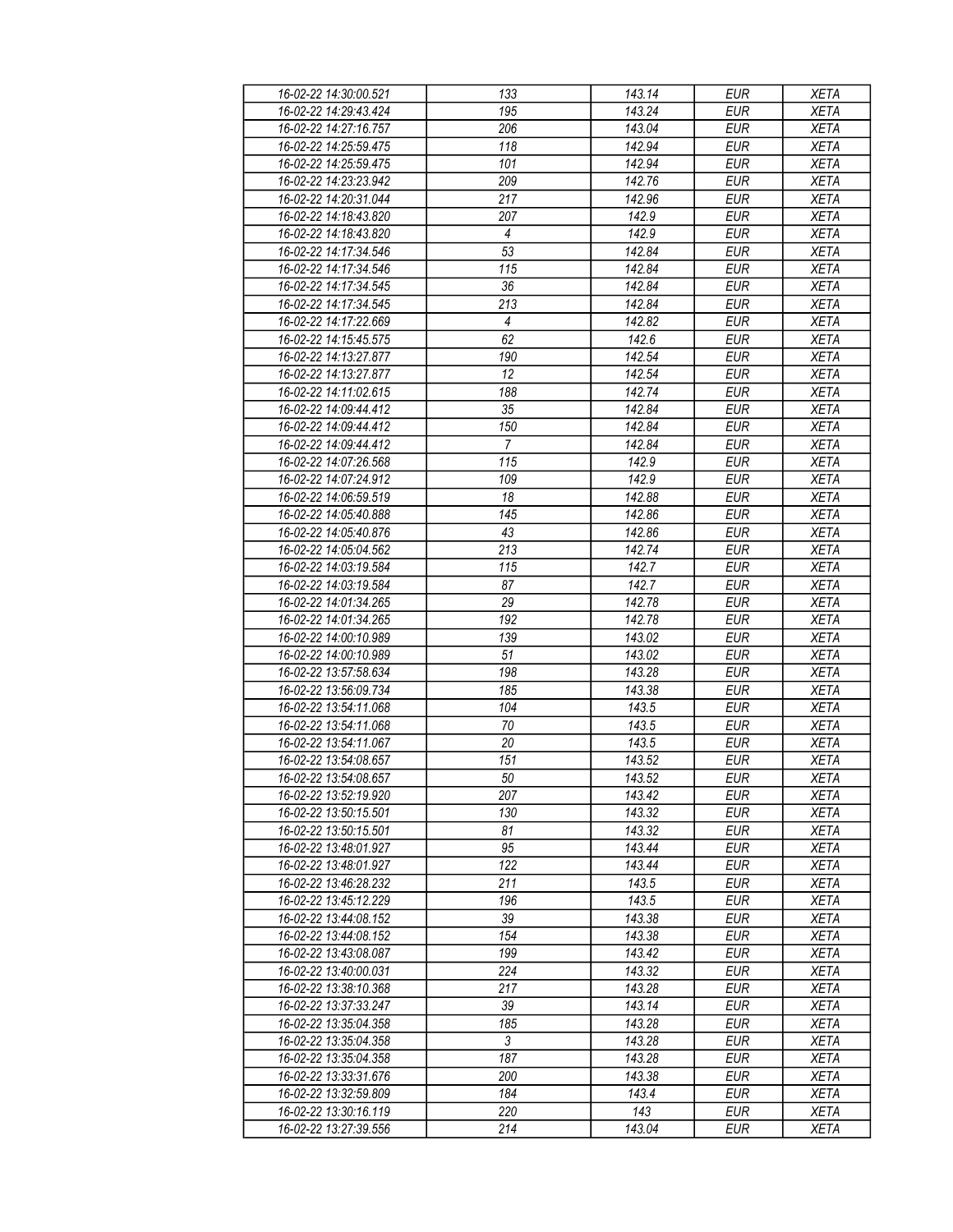| | | | | |
|---|---|---|---|---|
| 16-02-22 14:30:00.521 | 133 | 143.14 | EUR | XETA |
| 16-02-22 14:29:43.424 | 195 | 143.24 | EUR | XETA |
| 16-02-22 14:27:16.757 | 206 | 143.04 | EUR | XETA |
| 16-02-22 14:25:59.475 | 118 | 142.94 | EUR | XETA |
| 16-02-22 14:25:59.475 | 101 | 142.94 | EUR | XETA |
| 16-02-22 14:23:23.942 | 209 | 142.76 | EUR | XETA |
| 16-02-22 14:20:31.044 | 217 | 142.96 | EUR | XETA |
| 16-02-22 14:18:43.820 | 207 | 142.9 | EUR | XETA |
| 16-02-22 14:18:43.820 | 4 | 142.9 | EUR | XETA |
| 16-02-22 14:17:34.546 | 53 | 142.84 | EUR | XETA |
| 16-02-22 14:17:34.546 | 115 | 142.84 | EUR | XETA |
| 16-02-22 14:17:34.545 | 36 | 142.84 | EUR | XETA |
| 16-02-22 14:17:34.545 | 213 | 142.84 | EUR | XETA |
| 16-02-22 14:17:22.669 | 4 | 142.82 | EUR | XETA |
| 16-02-22 14:15:45.575 | 62 | 142.6 | EUR | XETA |
| 16-02-22 14:13:27.877 | 190 | 142.54 | EUR | XETA |
| 16-02-22 14:13:27.877 | 12 | 142.54 | EUR | XETA |
| 16-02-22 14:11:02.615 | 188 | 142.74 | EUR | XETA |
| 16-02-22 14:09:44.412 | 35 | 142.84 | EUR | XETA |
| 16-02-22 14:09:44.412 | 150 | 142.84 | EUR | XETA |
| 16-02-22 14:09:44.412 | 7 | 142.84 | EUR | XETA |
| 16-02-22 14:07:26.568 | 115 | 142.9 | EUR | XETA |
| 16-02-22 14:07:24.912 | 109 | 142.9 | EUR | XETA |
| 16-02-22 14:06:59.519 | 18 | 142.88 | EUR | XETA |
| 16-02-22 14:05:40.888 | 145 | 142.86 | EUR | XETA |
| 16-02-22 14:05:40.876 | 43 | 142.86 | EUR | XETA |
| 16-02-22 14:05:04.562 | 213 | 142.74 | EUR | XETA |
| 16-02-22 14:03:19.584 | 115 | 142.7 | EUR | XETA |
| 16-02-22 14:03:19.584 | 87 | 142.7 | EUR | XETA |
| 16-02-22 14:01:34.265 | 29 | 142.78 | EUR | XETA |
| 16-02-22 14:01:34.265 | 192 | 142.78 | EUR | XETA |
| 16-02-22 14:00:10.989 | 139 | 143.02 | EUR | XETA |
| 16-02-22 14:00:10.989 | 51 | 143.02 | EUR | XETA |
| 16-02-22 13:57:58.634 | 198 | 143.28 | EUR | XETA |
| 16-02-22 13:56:09.734 | 185 | 143.38 | EUR | XETA |
| 16-02-22 13:54:11.068 | 104 | 143.5 | EUR | XETA |
| 16-02-22 13:54:11.068 | 70 | 143.5 | EUR | XETA |
| 16-02-22 13:54:11.067 | 20 | 143.5 | EUR | XETA |
| 16-02-22 13:54:08.657 | 151 | 143.52 | EUR | XETA |
| 16-02-22 13:54:08.657 | 50 | 143.52 | EUR | XETA |
| 16-02-22 13:52:19.920 | 207 | 143.42 | EUR | XETA |
| 16-02-22 13:50:15.501 | 130 | 143.32 | EUR | XETA |
| 16-02-22 13:50:15.501 | 81 | 143.32 | EUR | XETA |
| 16-02-22 13:48:01.927 | 95 | 143.44 | EUR | XETA |
| 16-02-22 13:48:01.927 | 122 | 143.44 | EUR | XETA |
| 16-02-22 13:46:28.232 | 211 | 143.5 | EUR | XETA |
| 16-02-22 13:45:12.229 | 196 | 143.5 | EUR | XETA |
| 16-02-22 13:44:08.152 | 39 | 143.38 | EUR | XETA |
| 16-02-22 13:44:08.152 | 154 | 143.38 | EUR | XETA |
| 16-02-22 13:43:08.087 | 199 | 143.42 | EUR | XETA |
| 16-02-22 13:40:00.031 | 224 | 143.32 | EUR | XETA |
| 16-02-22 13:38:10.368 | 217 | 143.28 | EUR | XETA |
| 16-02-22 13:37:33.247 | 39 | 143.14 | EUR | XETA |
| 16-02-22 13:35:04.358 | 185 | 143.28 | EUR | XETA |
| 16-02-22 13:35:04.358 | 3 | 143.28 | EUR | XETA |
| 16-02-22 13:35:04.358 | 187 | 143.28 | EUR | XETA |
| 16-02-22 13:33:31.676 | 200 | 143.38 | EUR | XETA |
| 16-02-22 13:32:59.809 | 184 | 143.4 | EUR | XETA |
| 16-02-22 13:30:16.119 | 220 | 143 | EUR | XETA |
| 16-02-22 13:27:39.556 | 214 | 143.04 | EUR | XETA |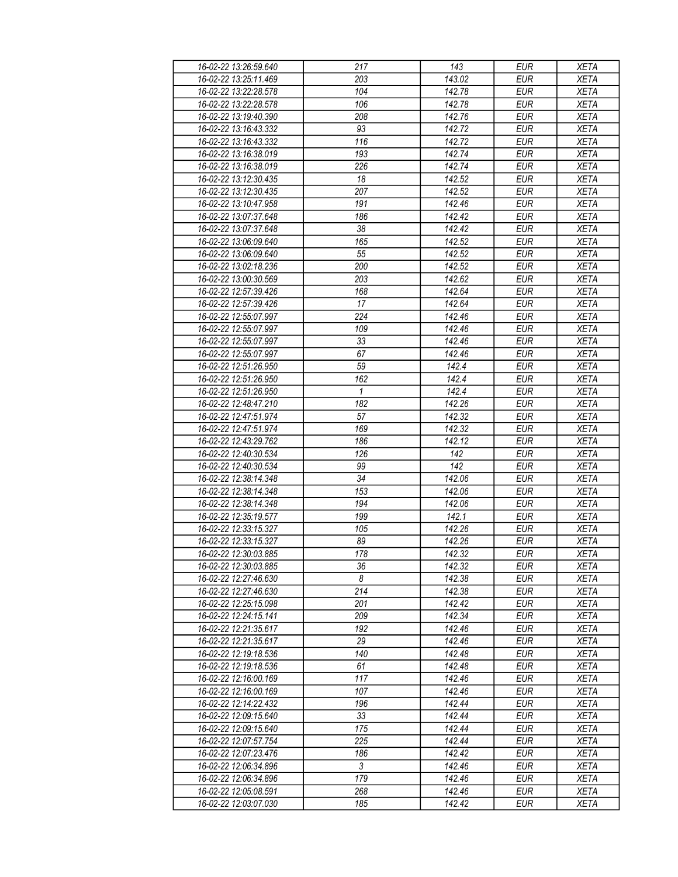| 16-02-22 13:26:59.640 | 217 | 143 | EUR | XETA |
|---|---|---|---|---|
| 16-02-22 13:25:11.469 | 203 | 143.02 | EUR | XETA |
| 16-02-22 13:22:28.578 | 104 | 142.78 | EUR | XETA |
| 16-02-22 13:22:28.578 | 106 | 142.78 | EUR | XETA |
| 16-02-22 13:19:40.390 | 208 | 142.76 | EUR | XETA |
| 16-02-22 13:16:43.332 | 93 | 142.72 | EUR | XETA |
| 16-02-22 13:16:43.332 | 116 | 142.72 | EUR | XETA |
| 16-02-22 13:16:38.019 | 193 | 142.74 | EUR | XETA |
| 16-02-22 13:16:38.019 | 226 | 142.74 | EUR | XETA |
| 16-02-22 13:12:30.435 | 18 | 142.52 | EUR | XETA |
| 16-02-22 13:12:30.435 | 207 | 142.52 | EUR | XETA |
| 16-02-22 13:10:47.958 | 191 | 142.46 | EUR | XETA |
| 16-02-22 13:07:37.648 | 186 | 142.42 | EUR | XETA |
| 16-02-22 13:07:37.648 | 38 | 142.42 | EUR | XETA |
| 16-02-22 13:06:09.640 | 165 | 142.52 | EUR | XETA |
| 16-02-22 13:06:09.640 | 55 | 142.52 | EUR | XETA |
| 16-02-22 13:02:18.236 | 200 | 142.52 | EUR | XETA |
| 16-02-22 13:00:30.569 | 203 | 142.62 | EUR | XETA |
| 16-02-22 12:57:39.426 | 168 | 142.64 | EUR | XETA |
| 16-02-22 12:57:39.426 | 17 | 142.64 | EUR | XETA |
| 16-02-22 12:55:07.997 | 224 | 142.46 | EUR | XETA |
| 16-02-22 12:55:07.997 | 109 | 142.46 | EUR | XETA |
| 16-02-22 12:55:07.997 | 33 | 142.46 | EUR | XETA |
| 16-02-22 12:55:07.997 | 67 | 142.46 | EUR | XETA |
| 16-02-22 12:51:26.950 | 59 | 142.4 | EUR | XETA |
| 16-02-22 12:51:26.950 | 162 | 142.4 | EUR | XETA |
| 16-02-22 12:51:26.950 | 1 | 142.4 | EUR | XETA |
| 16-02-22 12:48:47.210 | 182 | 142.26 | EUR | XETA |
| 16-02-22 12:47:51.974 | 57 | 142.32 | EUR | XETA |
| 16-02-22 12:47:51.974 | 169 | 142.32 | EUR | XETA |
| 16-02-22 12:43:29.762 | 186 | 142.12 | EUR | XETA |
| 16-02-22 12:40:30.534 | 126 | 142 | EUR | XETA |
| 16-02-22 12:40:30.534 | 99 | 142 | EUR | XETA |
| 16-02-22 12:38:14.348 | 34 | 142.06 | EUR | XETA |
| 16-02-22 12:38:14.348 | 153 | 142.06 | EUR | XETA |
| 16-02-22 12:38:14.348 | 194 | 142.06 | EUR | XETA |
| 16-02-22 12:35:19.577 | 199 | 142.1 | EUR | XETA |
| 16-02-22 12:33:15.327 | 105 | 142.26 | EUR | XETA |
| 16-02-22 12:33:15.327 | 89 | 142.26 | EUR | XETA |
| 16-02-22 12:30:03.885 | 178 | 142.32 | EUR | XETA |
| 16-02-22 12:30:03.885 | 36 | 142.32 | EUR | XETA |
| 16-02-22 12:27:46.630 | 8 | 142.38 | EUR | XETA |
| 16-02-22 12:27:46.630 | 214 | 142.38 | EUR | XETA |
| 16-02-22 12:25:15.098 | 201 | 142.42 | EUR | XETA |
| 16-02-22 12:24:15.141 | 209 | 142.34 | EUR | XETA |
| 16-02-22 12:21:35.617 | 192 | 142.46 | EUR | XETA |
| 16-02-22 12:21:35.617 | 29 | 142.46 | EUR | XETA |
| 16-02-22 12:19:18.536 | 140 | 142.48 | EUR | XETA |
| 16-02-22 12:19:18.536 | 61 | 142.48 | EUR | XETA |
| 16-02-22 12:16:00.169 | 117 | 142.46 | EUR | XETA |
| 16-02-22 12:16:00.169 | 107 | 142.46 | EUR | XETA |
| 16-02-22 12:14:22.432 | 196 | 142.44 | EUR | XETA |
| 16-02-22 12:09:15.640 | 33 | 142.44 | EUR | XETA |
| 16-02-22 12:09:15.640 | 175 | 142.44 | EUR | XETA |
| 16-02-22 12:07:57.754 | 225 | 142.44 | EUR | XETA |
| 16-02-22 12:07:23.476 | 186 | 142.42 | EUR | XETA |
| 16-02-22 12:06:34.896 | 3 | 142.46 | EUR | XETA |
| 16-02-22 12:06:34.896 | 179 | 142.46 | EUR | XETA |
| 16-02-22 12:05:08.591 | 268 | 142.46 | EUR | XETA |
| 16-02-22 12:03:07.030 | 185 | 142.42 | EUR | XETA |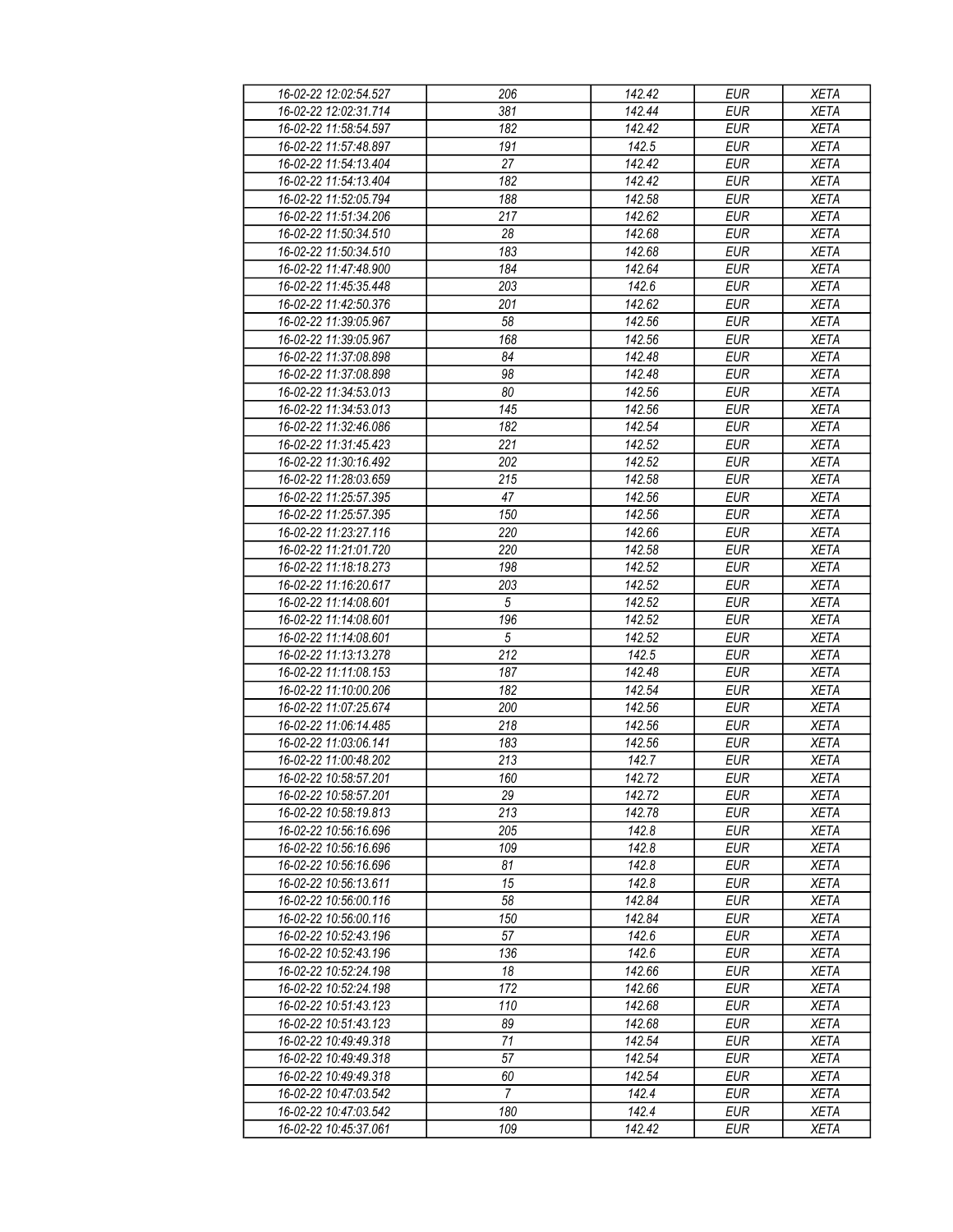| 16-02-22 12:02:54.527 | 206 | 142.42 | EUR | XETA |
|---|---|---|---|---|
| 16-02-22 12:02:31.714 | 381 | 142.44 | EUR | XETA |
| 16-02-22 11:58:54.597 | 182 | 142.42 | EUR | XETA |
| 16-02-22 11:57:48.897 | 191 | 142.5 | EUR | XETA |
| 16-02-22 11:54:13.404 | 27 | 142.42 | EUR | XETA |
| 16-02-22 11:54:13.404 | 182 | 142.42 | EUR | XETA |
| 16-02-22 11:52:05.794 | 188 | 142.58 | EUR | XETA |
| 16-02-22 11:51:34.206 | 217 | 142.62 | EUR | XETA |
| 16-02-22 11:50:34.510 | 28 | 142.68 | EUR | XETA |
| 16-02-22 11:50:34.510 | 183 | 142.68 | EUR | XETA |
| 16-02-22 11:47:48.900 | 184 | 142.64 | EUR | XETA |
| 16-02-22 11:45:35.448 | 203 | 142.6 | EUR | XETA |
| 16-02-22 11:42:50.376 | 201 | 142.62 | EUR | XETA |
| 16-02-22 11:39:05.967 | 58 | 142.56 | EUR | XETA |
| 16-02-22 11:39:05.967 | 168 | 142.56 | EUR | XETA |
| 16-02-22 11:37:08.898 | 84 | 142.48 | EUR | XETA |
| 16-02-22 11:37:08.898 | 98 | 142.48 | EUR | XETA |
| 16-02-22 11:34:53.013 | 80 | 142.56 | EUR | XETA |
| 16-02-22 11:34:53.013 | 145 | 142.56 | EUR | XETA |
| 16-02-22 11:32:46.086 | 182 | 142.54 | EUR | XETA |
| 16-02-22 11:31:45.423 | 221 | 142.52 | EUR | XETA |
| 16-02-22 11:30:16.492 | 202 | 142.52 | EUR | XETA |
| 16-02-22 11:28:03.659 | 215 | 142.58 | EUR | XETA |
| 16-02-22 11:25:57.395 | 47 | 142.56 | EUR | XETA |
| 16-02-22 11:25:57.395 | 150 | 142.56 | EUR | XETA |
| 16-02-22 11:23:27.116 | 220 | 142.66 | EUR | XETA |
| 16-02-22 11:21:01.720 | 220 | 142.58 | EUR | XETA |
| 16-02-22 11:18:18.273 | 198 | 142.52 | EUR | XETA |
| 16-02-22 11:16:20.617 | 203 | 142.52 | EUR | XETA |
| 16-02-22 11:14:08.601 | 5 | 142.52 | EUR | XETA |
| 16-02-22 11:14:08.601 | 196 | 142.52 | EUR | XETA |
| 16-02-22 11:14:08.601 | 5 | 142.52 | EUR | XETA |
| 16-02-22 11:13:13.278 | 212 | 142.5 | EUR | XETA |
| 16-02-22 11:11:08.153 | 187 | 142.48 | EUR | XETA |
| 16-02-22 11:10:00.206 | 182 | 142.54 | EUR | XETA |
| 16-02-22 11:07:25.674 | 200 | 142.56 | EUR | XETA |
| 16-02-22 11:06:14.485 | 218 | 142.56 | EUR | XETA |
| 16-02-22 11:03:06.141 | 183 | 142.56 | EUR | XETA |
| 16-02-22 11:00:48.202 | 213 | 142.7 | EUR | XETA |
| 16-02-22 10:58:57.201 | 160 | 142.72 | EUR | XETA |
| 16-02-22 10:58:57.201 | 29 | 142.72 | EUR | XETA |
| 16-02-22 10:58:19.813 | 213 | 142.78 | EUR | XETA |
| 16-02-22 10:56:16.696 | 205 | 142.8 | EUR | XETA |
| 16-02-22 10:56:16.696 | 109 | 142.8 | EUR | XETA |
| 16-02-22 10:56:16.696 | 81 | 142.8 | EUR | XETA |
| 16-02-22 10:56:13.611 | 15 | 142.8 | EUR | XETA |
| 16-02-22 10:56:00.116 | 58 | 142.84 | EUR | XETA |
| 16-02-22 10:56:00.116 | 150 | 142.84 | EUR | XETA |
| 16-02-22 10:52:43.196 | 57 | 142.6 | EUR | XETA |
| 16-02-22 10:52:43.196 | 136 | 142.6 | EUR | XETA |
| 16-02-22 10:52:24.198 | 18 | 142.66 | EUR | XETA |
| 16-02-22 10:52:24.198 | 172 | 142.66 | EUR | XETA |
| 16-02-22 10:51:43.123 | 110 | 142.68 | EUR | XETA |
| 16-02-22 10:51:43.123 | 89 | 142.68 | EUR | XETA |
| 16-02-22 10:49:49.318 | 71 | 142.54 | EUR | XETA |
| 16-02-22 10:49:49.318 | 57 | 142.54 | EUR | XETA |
| 16-02-22 10:49:49.318 | 60 | 142.54 | EUR | XETA |
| 16-02-22 10:47:03.542 | 7 | 142.4 | EUR | XETA |
| 16-02-22 10:47:03.542 | 180 | 142.4 | EUR | XETA |
| 16-02-22 10:45:37.061 | 109 | 142.42 | EUR | XETA |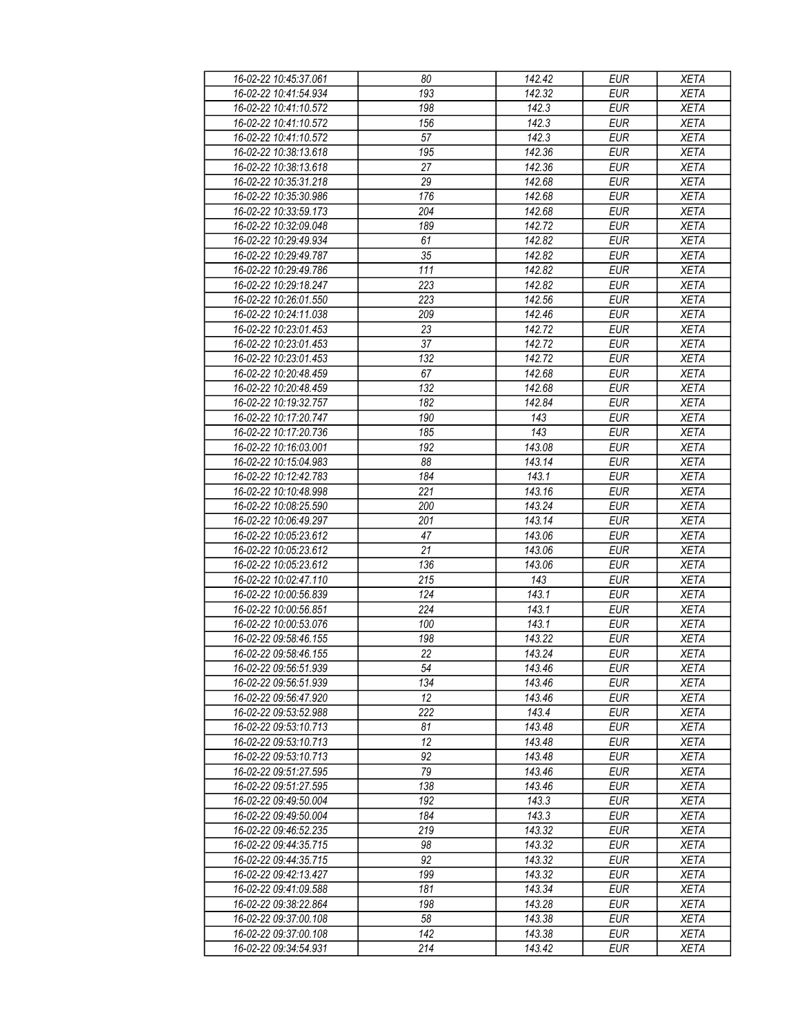| 16-02-22 10:45:37.061 | 80 | 142.42 | EUR | XETA |
|---|---|---|---|---|
| 16-02-22 10:41:54.934 | 193 | 142.32 | EUR | XETA |
| 16-02-22 10:41:10.572 | 198 | 142.3 | EUR | XETA |
| 16-02-22 10:41:10.572 | 156 | 142.3 | EUR | XETA |
| 16-02-22 10:41:10.572 | 57 | 142.3 | EUR | XETA |
| 16-02-22 10:38:13.618 | 195 | 142.36 | EUR | XETA |
| 16-02-22 10:38:13.618 | 27 | 142.36 | EUR | XETA |
| 16-02-22 10:35:31.218 | 29 | 142.68 | EUR | XETA |
| 16-02-22 10:35:30.986 | 176 | 142.68 | EUR | XETA |
| 16-02-22 10:33:59.173 | 204 | 142.68 | EUR | XETA |
| 16-02-22 10:32:09.048 | 189 | 142.72 | EUR | XETA |
| 16-02-22 10:29:49.934 | 61 | 142.82 | EUR | XETA |
| 16-02-22 10:29:49.787 | 35 | 142.82 | EUR | XETA |
| 16-02-22 10:29:49.786 | 111 | 142.82 | EUR | XETA |
| 16-02-22 10:29:18.247 | 223 | 142.82 | EUR | XETA |
| 16-02-22 10:26:01.550 | 223 | 142.56 | EUR | XETA |
| 16-02-22 10:24:11.038 | 209 | 142.46 | EUR | XETA |
| 16-02-22 10:23:01.453 | 23 | 142.72 | EUR | XETA |
| 16-02-22 10:23:01.453 | 37 | 142.72 | EUR | XETA |
| 16-02-22 10:23:01.453 | 132 | 142.72 | EUR | XETA |
| 16-02-22 10:20:48.459 | 67 | 142.68 | EUR | XETA |
| 16-02-22 10:20:48.459 | 132 | 142.68 | EUR | XETA |
| 16-02-22 10:19:32.757 | 182 | 142.84 | EUR | XETA |
| 16-02-22 10:17:20.747 | 190 | 143 | EUR | XETA |
| 16-02-22 10:17:20.736 | 185 | 143 | EUR | XETA |
| 16-02-22 10:16:03.001 | 192 | 143.08 | EUR | XETA |
| 16-02-22 10:15:04.983 | 88 | 143.14 | EUR | XETA |
| 16-02-22 10:12:42.783 | 184 | 143.1 | EUR | XETA |
| 16-02-22 10:10:48.998 | 221 | 143.16 | EUR | XETA |
| 16-02-22 10:08:25.590 | 200 | 143.24 | EUR | XETA |
| 16-02-22 10:06:49.297 | 201 | 143.14 | EUR | XETA |
| 16-02-22 10:05:23.612 | 47 | 143.06 | EUR | XETA |
| 16-02-22 10:05:23.612 | 21 | 143.06 | EUR | XETA |
| 16-02-22 10:05:23.612 | 136 | 143.06 | EUR | XETA |
| 16-02-22 10:02:47.110 | 215 | 143 | EUR | XETA |
| 16-02-22 10:00:56.839 | 124 | 143.1 | EUR | XETA |
| 16-02-22 10:00:56.851 | 224 | 143.1 | EUR | XETA |
| 16-02-22 10:00:53.076 | 100 | 143.1 | EUR | XETA |
| 16-02-22 09:58:46.155 | 198 | 143.22 | EUR | XETA |
| 16-02-22 09:58:46.155 | 22 | 143.24 | EUR | XETA |
| 16-02-22 09:56:51.939 | 54 | 143.46 | EUR | XETA |
| 16-02-22 09:56:51.939 | 134 | 143.46 | EUR | XETA |
| 16-02-22 09:56:47.920 | 12 | 143.46 | EUR | XETA |
| 16-02-22 09:53:52.988 | 222 | 143.4 | EUR | XETA |
| 16-02-22 09:53:10.713 | 81 | 143.48 | EUR | XETA |
| 16-02-22 09:53:10.713 | 12 | 143.48 | EUR | XETA |
| 16-02-22 09:53:10.713 | 92 | 143.48 | EUR | XETA |
| 16-02-22 09:51:27.595 | 79 | 143.46 | EUR | XETA |
| 16-02-22 09:51:27.595 | 138 | 143.46 | EUR | XETA |
| 16-02-22 09:49:50.004 | 192 | 143.3 | EUR | XETA |
| 16-02-22 09:49:50.004 | 184 | 143.3 | EUR | XETA |
| 16-02-22 09:46:52.235 | 219 | 143.32 | EUR | XETA |
| 16-02-22 09:44:35.715 | 98 | 143.32 | EUR | XETA |
| 16-02-22 09:44:35.715 | 92 | 143.32 | EUR | XETA |
| 16-02-22 09:42:13.427 | 199 | 143.32 | EUR | XETA |
| 16-02-22 09:41:09.588 | 181 | 143.34 | EUR | XETA |
| 16-02-22 09:38:22.864 | 198 | 143.28 | EUR | XETA |
| 16-02-22 09:37:00.108 | 58 | 143.38 | EUR | XETA |
| 16-02-22 09:37:00.108 | 142 | 143.38 | EUR | XETA |
| 16-02-22 09:34:54.931 | 214 | 143.42 | EUR | XETA |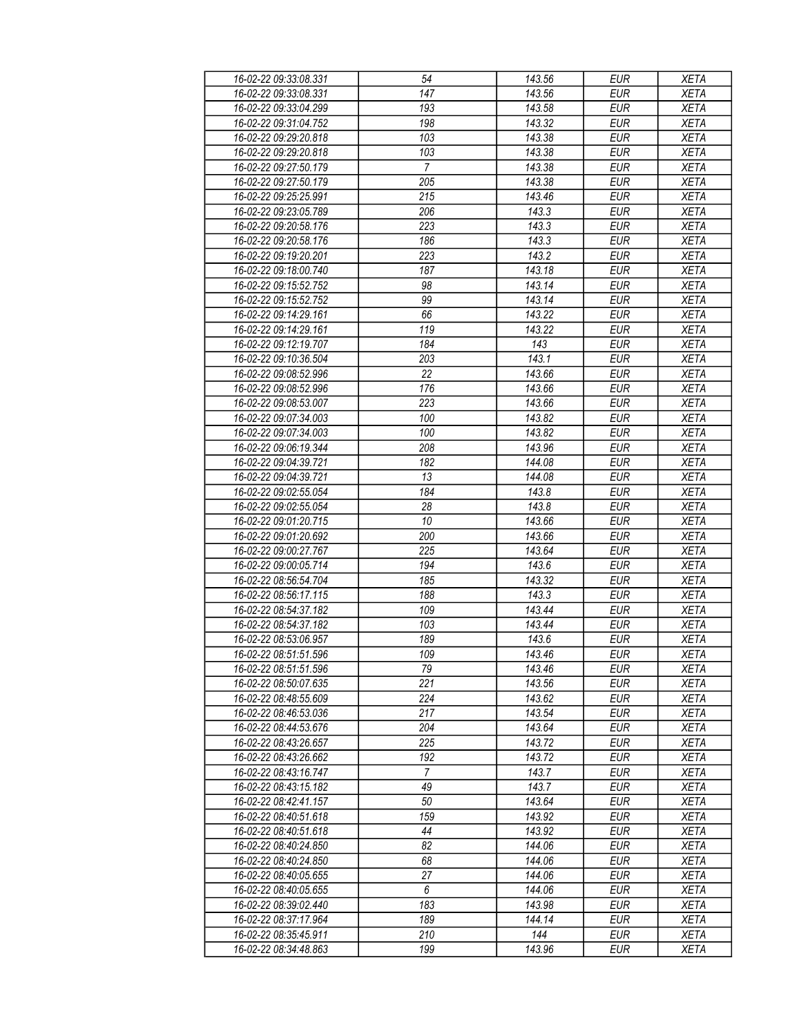| 16-02-22 09:33:08.331 | 54 | 143.56 | EUR | XETA |
|---|---|---|---|---|
| 16-02-22 09:33:08.331 | 147 | 143.56 | EUR | XETA |
| 16-02-22 09:33:04.299 | 193 | 143.58 | EUR | XETA |
| 16-02-22 09:31:04.752 | 198 | 143.32 | EUR | XETA |
| 16-02-22 09:29:20.818 | 103 | 143.38 | EUR | XETA |
| 16-02-22 09:29:20.818 | 103 | 143.38 | EUR | XETA |
| 16-02-22 09:27:50.179 | 7 | 143.38 | EUR | XETA |
| 16-02-22 09:27:50.179 | 205 | 143.38 | EUR | XETA |
| 16-02-22 09:25:25.991 | 215 | 143.46 | EUR | XETA |
| 16-02-22 09:23:05.789 | 206 | 143.3 | EUR | XETA |
| 16-02-22 09:20:58.176 | 223 | 143.3 | EUR | XETA |
| 16-02-22 09:20:58.176 | 186 | 143.3 | EUR | XETA |
| 16-02-22 09:19:20.201 | 223 | 143.2 | EUR | XETA |
| 16-02-22 09:18:00.740 | 187 | 143.18 | EUR | XETA |
| 16-02-22 09:15:52.752 | 98 | 143.14 | EUR | XETA |
| 16-02-22 09:15:52.752 | 99 | 143.14 | EUR | XETA |
| 16-02-22 09:14:29.161 | 66 | 143.22 | EUR | XETA |
| 16-02-22 09:14:29.161 | 119 | 143.22 | EUR | XETA |
| 16-02-22 09:12:19.707 | 184 | 143 | EUR | XETA |
| 16-02-22 09:10:36.504 | 203 | 143.1 | EUR | XETA |
| 16-02-22 09:08:52.996 | 22 | 143.66 | EUR | XETA |
| 16-02-22 09:08:52.996 | 176 | 143.66 | EUR | XETA |
| 16-02-22 09:08:53.007 | 223 | 143.66 | EUR | XETA |
| 16-02-22 09:07:34.003 | 100 | 143.82 | EUR | XETA |
| 16-02-22 09:07:34.003 | 100 | 143.82 | EUR | XETA |
| 16-02-22 09:06:19.344 | 208 | 143.96 | EUR | XETA |
| 16-02-22 09:04:39.721 | 182 | 144.08 | EUR | XETA |
| 16-02-22 09:04:39.721 | 13 | 144.08 | EUR | XETA |
| 16-02-22 09:02:55.054 | 184 | 143.8 | EUR | XETA |
| 16-02-22 09:02:55.054 | 28 | 143.8 | EUR | XETA |
| 16-02-22 09:01:20.715 | 10 | 143.66 | EUR | XETA |
| 16-02-22 09:01:20.692 | 200 | 143.66 | EUR | XETA |
| 16-02-22 09:00:27.767 | 225 | 143.64 | EUR | XETA |
| 16-02-22 09:00:05.714 | 194 | 143.6 | EUR | XETA |
| 16-02-22 08:56:54.704 | 185 | 143.32 | EUR | XETA |
| 16-02-22 08:56:17.115 | 188 | 143.3 | EUR | XETA |
| 16-02-22 08:54:37.182 | 109 | 143.44 | EUR | XETA |
| 16-02-22 08:54:37.182 | 103 | 143.44 | EUR | XETA |
| 16-02-22 08:53:06.957 | 189 | 143.6 | EUR | XETA |
| 16-02-22 08:51:51.596 | 109 | 143.46 | EUR | XETA |
| 16-02-22 08:51:51.596 | 79 | 143.46 | EUR | XETA |
| 16-02-22 08:50:07.635 | 221 | 143.56 | EUR | XETA |
| 16-02-22 08:48:55.609 | 224 | 143.62 | EUR | XETA |
| 16-02-22 08:46:53.036 | 217 | 143.54 | EUR | XETA |
| 16-02-22 08:44:53.676 | 204 | 143.64 | EUR | XETA |
| 16-02-22 08:43:26.657 | 225 | 143.72 | EUR | XETA |
| 16-02-22 08:43:26.662 | 192 | 143.72 | EUR | XETA |
| 16-02-22 08:43:16.747 | 7 | 143.7 | EUR | XETA |
| 16-02-22 08:43:15.182 | 49 | 143.7 | EUR | XETA |
| 16-02-22 08:42:41.157 | 50 | 143.64 | EUR | XETA |
| 16-02-22 08:40:51.618 | 159 | 143.92 | EUR | XETA |
| 16-02-22 08:40:51.618 | 44 | 143.92 | EUR | XETA |
| 16-02-22 08:40:24.850 | 82 | 144.06 | EUR | XETA |
| 16-02-22 08:40:24.850 | 68 | 144.06 | EUR | XETA |
| 16-02-22 08:40:05.655 | 27 | 144.06 | EUR | XETA |
| 16-02-22 08:40:05.655 | 6 | 144.06 | EUR | XETA |
| 16-02-22 08:39:02.440 | 183 | 143.98 | EUR | XETA |
| 16-02-22 08:37:17.964 | 189 | 144.14 | EUR | XETA |
| 16-02-22 08:35:45.911 | 210 | 144 | EUR | XETA |
| 16-02-22 08:34:48.863 | 199 | 143.96 | EUR | XETA |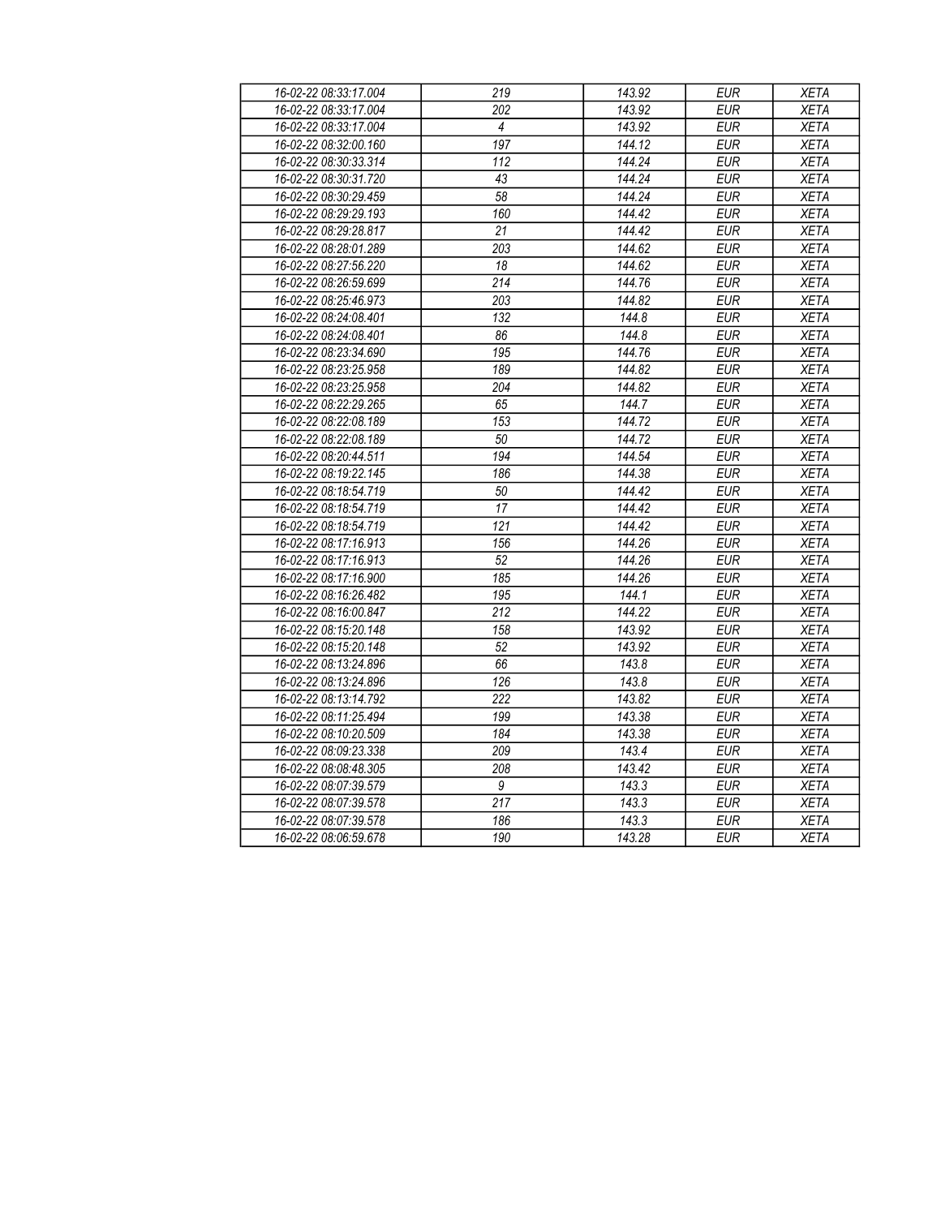| | | | | |
|---|---|---|---|---|
| 16-02-22 08:33:17.004 | 219 | 143.92 | EUR | XETA |
| 16-02-22 08:33:17.004 | 202 | 143.92 | EUR | XETA |
| 16-02-22 08:33:17.004 | 4 | 143.92 | EUR | XETA |
| 16-02-22 08:32:00.160 | 197 | 144.12 | EUR | XETA |
| 16-02-22 08:30:33.314 | 112 | 144.24 | EUR | XETA |
| 16-02-22 08:30:31.720 | 43 | 144.24 | EUR | XETA |
| 16-02-22 08:30:29.459 | 58 | 144.24 | EUR | XETA |
| 16-02-22 08:29:29.193 | 160 | 144.42 | EUR | XETA |
| 16-02-22 08:29:28.817 | 21 | 144.42 | EUR | XETA |
| 16-02-22 08:28:01.289 | 203 | 144.62 | EUR | XETA |
| 16-02-22 08:27:56.220 | 18 | 144.62 | EUR | XETA |
| 16-02-22 08:26:59.699 | 214 | 144.76 | EUR | XETA |
| 16-02-22 08:25:46.973 | 203 | 144.82 | EUR | XETA |
| 16-02-22 08:24:08.401 | 132 | 144.8 | EUR | XETA |
| 16-02-22 08:24:08.401 | 86 | 144.8 | EUR | XETA |
| 16-02-22 08:23:34.690 | 195 | 144.76 | EUR | XETA |
| 16-02-22 08:23:25.958 | 189 | 144.82 | EUR | XETA |
| 16-02-22 08:23:25.958 | 204 | 144.82 | EUR | XETA |
| 16-02-22 08:22:29.265 | 65 | 144.7 | EUR | XETA |
| 16-02-22 08:22:08.189 | 153 | 144.72 | EUR | XETA |
| 16-02-22 08:22:08.189 | 50 | 144.72 | EUR | XETA |
| 16-02-22 08:20:44.511 | 194 | 144.54 | EUR | XETA |
| 16-02-22 08:19:22.145 | 186 | 144.38 | EUR | XETA |
| 16-02-22 08:18:54.719 | 50 | 144.42 | EUR | XETA |
| 16-02-22 08:18:54.719 | 17 | 144.42 | EUR | XETA |
| 16-02-22 08:18:54.719 | 121 | 144.42 | EUR | XETA |
| 16-02-22 08:17:16.913 | 156 | 144.26 | EUR | XETA |
| 16-02-22 08:17:16.913 | 52 | 144.26 | EUR | XETA |
| 16-02-22 08:17:16.900 | 185 | 144.26 | EUR | XETA |
| 16-02-22 08:16:26.482 | 195 | 144.1 | EUR | XETA |
| 16-02-22 08:16:00.847 | 212 | 144.22 | EUR | XETA |
| 16-02-22 08:15:20.148 | 158 | 143.92 | EUR | XETA |
| 16-02-22 08:15:20.148 | 52 | 143.92 | EUR | XETA |
| 16-02-22 08:13:24.896 | 66 | 143.8 | EUR | XETA |
| 16-02-22 08:13:24.896 | 126 | 143.8 | EUR | XETA |
| 16-02-22 08:13:14.792 | 222 | 143.82 | EUR | XETA |
| 16-02-22 08:11:25.494 | 199 | 143.38 | EUR | XETA |
| 16-02-22 08:10:20.509 | 184 | 143.38 | EUR | XETA |
| 16-02-22 08:09:23.338 | 209 | 143.4 | EUR | XETA |
| 16-02-22 08:08:48.305 | 208 | 143.42 | EUR | XETA |
| 16-02-22 08:07:39.579 | 9 | 143.3 | EUR | XETA |
| 16-02-22 08:07:39.578 | 217 | 143.3 | EUR | XETA |
| 16-02-22 08:07:39.578 | 186 | 143.3 | EUR | XETA |
| 16-02-22 08:06:59.678 | 190 | 143.28 | EUR | XETA |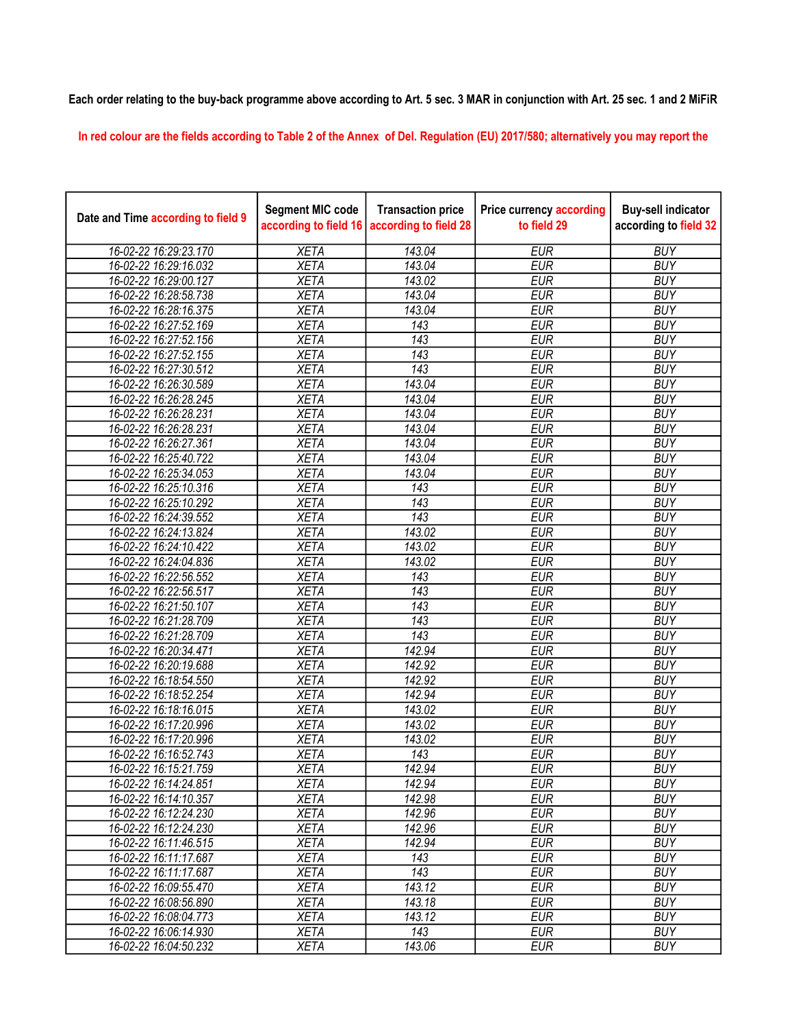Each order relating to the buy-back programme above according to Art. 5 sec. 3 MAR in conjunction with Art. 25 sec. 1 and 2 MiFiR

In red colour are the fields according to Table 2 of the Annex of Del. Regulation (EU) 2017/580; alternatively you may report the

| Date and Time according to field 9 | Segment MIC code according to field 16 | Transaction price according to field 28 | Price currency according to field 29 | Buy-sell indicator according to field 32 |
|---|---|---|---|---|
| 16-02-22 16:29:23.170 | XETA | 143.04 | EUR | BUY |
| 16-02-22 16:29:16.032 | XETA | 143.04 | EUR | BUY |
| 16-02-22 16:29:00.127 | XETA | 143.02 | EUR | BUY |
| 16-02-22 16:28:58.738 | XETA | 143.04 | EUR | BUY |
| 16-02-22 16:28:16.375 | XETA | 143.04 | EUR | BUY |
| 16-02-22 16:27:52.169 | XETA | 143 | EUR | BUY |
| 16-02-22 16:27:52.156 | XETA | 143 | EUR | BUY |
| 16-02-22 16:27:52.155 | XETA | 143 | EUR | BUY |
| 16-02-22 16:27:30.512 | XETA | 143 | EUR | BUY |
| 16-02-22 16:26:30.589 | XETA | 143.04 | EUR | BUY |
| 16-02-22 16:26:28.245 | XETA | 143.04 | EUR | BUY |
| 16-02-22 16:26:28.231 | XETA | 143.04 | EUR | BUY |
| 16-02-22 16:26:28.231 | XETA | 143.04 | EUR | BUY |
| 16-02-22 16:26:27.361 | XETA | 143.04 | EUR | BUY |
| 16-02-22 16:25:40.722 | XETA | 143.04 | EUR | BUY |
| 16-02-22 16:25:34.053 | XETA | 143.04 | EUR | BUY |
| 16-02-22 16:25:10.316 | XETA | 143 | EUR | BUY |
| 16-02-22 16:25:10.292 | XETA | 143 | EUR | BUY |
| 16-02-22 16:24:39.552 | XETA | 143 | EUR | BUY |
| 16-02-22 16:24:13.824 | XETA | 143.02 | EUR | BUY |
| 16-02-22 16:24:10.422 | XETA | 143.02 | EUR | BUY |
| 16-02-22 16:24:04.836 | XETA | 143.02 | EUR | BUY |
| 16-02-22 16:22:56.552 | XETA | 143 | EUR | BUY |
| 16-02-22 16:22:56.517 | XETA | 143 | EUR | BUY |
| 16-02-22 16:21:50.107 | XETA | 143 | EUR | BUY |
| 16-02-22 16:21:28.709 | XETA | 143 | EUR | BUY |
| 16-02-22 16:21:28.709 | XETA | 143 | EUR | BUY |
| 16-02-22 16:20:34.471 | XETA | 142.94 | EUR | BUY |
| 16-02-22 16:20:19.688 | XETA | 142.92 | EUR | BUY |
| 16-02-22 16:18:54.550 | XETA | 142.92 | EUR | BUY |
| 16-02-22 16:18:52.254 | XETA | 142.94 | EUR | BUY |
| 16-02-22 16:18:16.015 | XETA | 143.02 | EUR | BUY |
| 16-02-22 16:17:20.996 | XETA | 143.02 | EUR | BUY |
| 16-02-22 16:17:20.996 | XETA | 143.02 | EUR | BUY |
| 16-02-22 16:16:52.743 | XETA | 143 | EUR | BUY |
| 16-02-22 16:15:21.759 | XETA | 142.94 | EUR | BUY |
| 16-02-22 16:14:24.851 | XETA | 142.94 | EUR | BUY |
| 16-02-22 16:14:10.357 | XETA | 142.98 | EUR | BUY |
| 16-02-22 16:12:24.230 | XETA | 142.96 | EUR | BUY |
| 16-02-22 16:12:24.230 | XETA | 142.96 | EUR | BUY |
| 16-02-22 16:11:46.515 | XETA | 142.94 | EUR | BUY |
| 16-02-22 16:11:17.687 | XETA | 143 | EUR | BUY |
| 16-02-22 16:11:17.687 | XETA | 143 | EUR | BUY |
| 16-02-22 16:09:55.470 | XETA | 143.12 | EUR | BUY |
| 16-02-22 16:08:56.890 | XETA | 143.18 | EUR | BUY |
| 16-02-22 16:08:04.773 | XETA | 143.12 | EUR | BUY |
| 16-02-22 16:06:14.930 | XETA | 143 | EUR | BUY |
| 16-02-22 16:04:50.232 | XETA | 143.06 | EUR | BUY |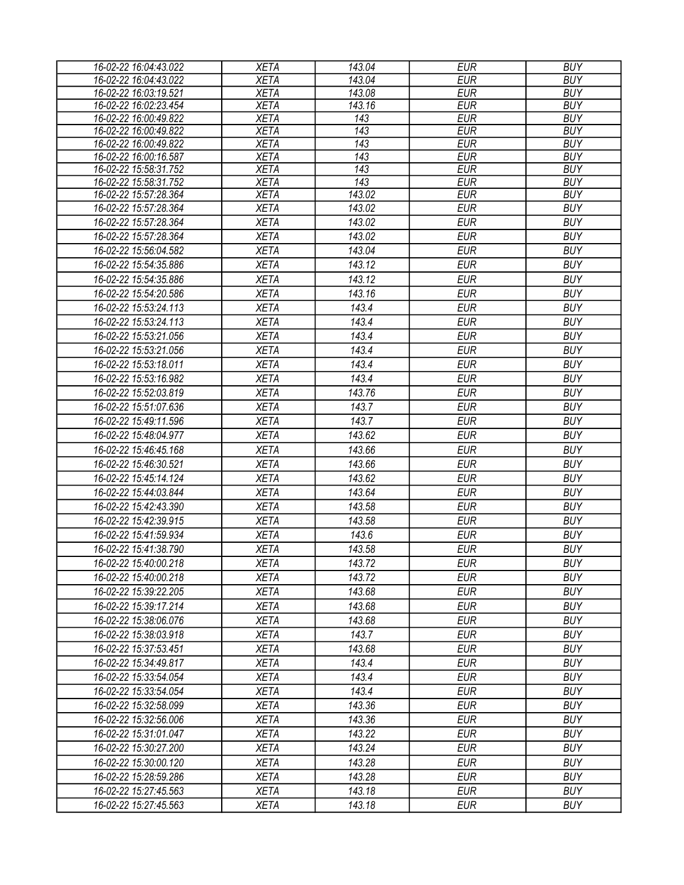| | | | | |
|---|---|---|---|---|
| 16-02-22 16:04:43.022 | XETA | 143.04 | EUR | BUY |
| 16-02-22 16:04:43.022 | XETA | 143.04 | EUR | BUY |
| 16-02-22 16:03:19.521 | XETA | 143.08 | EUR | BUY |
| 16-02-22 16:02:23.454 | XETA | 143.16 | EUR | BUY |
| 16-02-22 16:00:49.822 | XETA | 143 | EUR | BUY |
| 16-02-22 16:00:49.822 | XETA | 143 | EUR | BUY |
| 16-02-22 16:00:49.822 | XETA | 143 | EUR | BUY |
| 16-02-22 16:00:16.587 | XETA | 143 | EUR | BUY |
| 16-02-22 15:58:31.752 | XETA | 143 | EUR | BUY |
| 16-02-22 15:58:31.752 | XETA | 143 | EUR | BUY |
| 16-02-22 15:57:28.364 | XETA | 143.02 | EUR | BUY |
| 16-02-22 15:57:28.364 | XETA | 143.02 | EUR | BUY |
| 16-02-22 15:57:28.364 | XETA | 143.02 | EUR | BUY |
| 16-02-22 15:57:28.364 | XETA | 143.02 | EUR | BUY |
| 16-02-22 15:56:04.582 | XETA | 143.04 | EUR | BUY |
| 16-02-22 15:54:35.886 | XETA | 143.12 | EUR | BUY |
| 16-02-22 15:54:35.886 | XETA | 143.12 | EUR | BUY |
| 16-02-22 15:54:20.586 | XETA | 143.16 | EUR | BUY |
| 16-02-22 15:53:24.113 | XETA | 143.4 | EUR | BUY |
| 16-02-22 15:53:24.113 | XETA | 143.4 | EUR | BUY |
| 16-02-22 15:53:21.056 | XETA | 143.4 | EUR | BUY |
| 16-02-22 15:53:21.056 | XETA | 143.4 | EUR | BUY |
| 16-02-22 15:53:18.011 | XETA | 143.4 | EUR | BUY |
| 16-02-22 15:53:16.982 | XETA | 143.4 | EUR | BUY |
| 16-02-22 15:52:03.819 | XETA | 143.76 | EUR | BUY |
| 16-02-22 15:51:07.636 | XETA | 143.7 | EUR | BUY |
| 16-02-22 15:49:11.596 | XETA | 143.7 | EUR | BUY |
| 16-02-22 15:48:04.977 | XETA | 143.62 | EUR | BUY |
| 16-02-22 15:46:45.168 | XETA | 143.66 | EUR | BUY |
| 16-02-22 15:46:30.521 | XETA | 143.66 | EUR | BUY |
| 16-02-22 15:45:14.124 | XETA | 143.62 | EUR | BUY |
| 16-02-22 15:44:03.844 | XETA | 143.64 | EUR | BUY |
| 16-02-22 15:42:43.390 | XETA | 143.58 | EUR | BUY |
| 16-02-22 15:42:39.915 | XETA | 143.58 | EUR | BUY |
| 16-02-22 15:41:59.934 | XETA | 143.6 | EUR | BUY |
| 16-02-22 15:41:38.790 | XETA | 143.58 | EUR | BUY |
| 16-02-22 15:40:00.218 | XETA | 143.72 | EUR | BUY |
| 16-02-22 15:40:00.218 | XETA | 143.72 | EUR | BUY |
| 16-02-22 15:39:22.205 | XETA | 143.68 | EUR | BUY |
| 16-02-22 15:39:17.214 | XETA | 143.68 | EUR | BUY |
| 16-02-22 15:38:06.076 | XETA | 143.68 | EUR | BUY |
| 16-02-22 15:38:03.918 | XETA | 143.7 | EUR | BUY |
| 16-02-22 15:37:53.451 | XETA | 143.68 | EUR | BUY |
| 16-02-22 15:34:49.817 | XETA | 143.4 | EUR | BUY |
| 16-02-22 15:33:54.054 | XETA | 143.4 | EUR | BUY |
| 16-02-22 15:33:54.054 | XETA | 143.4 | EUR | BUY |
| 16-02-22 15:32:58.099 | XETA | 143.36 | EUR | BUY |
| 16-02-22 15:32:56.006 | XETA | 143.36 | EUR | BUY |
| 16-02-22 15:31:01.047 | XETA | 143.22 | EUR | BUY |
| 16-02-22 15:30:27.200 | XETA | 143.24 | EUR | BUY |
| 16-02-22 15:30:00.120 | XETA | 143.28 | EUR | BUY |
| 16-02-22 15:28:59.286 | XETA | 143.28 | EUR | BUY |
| 16-02-22 15:27:45.563 | XETA | 143.18 | EUR | BUY |
| 16-02-22 15:27:45.563 | XETA | 143.18 | EUR | BUY |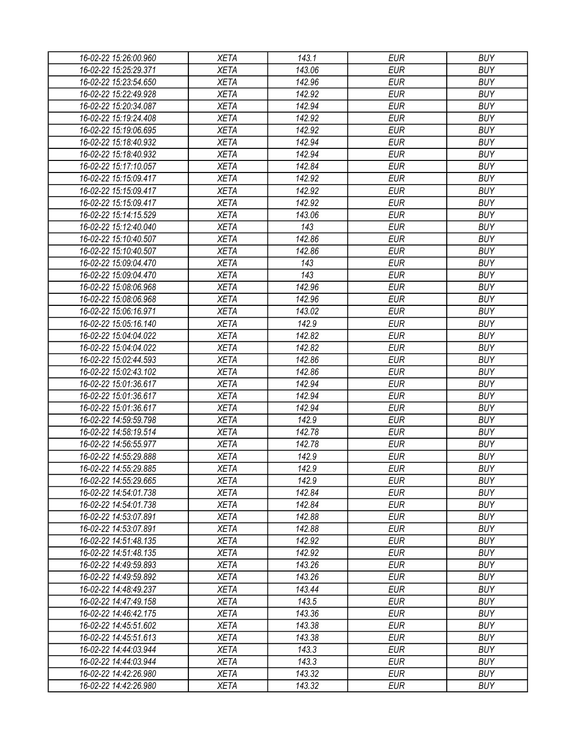| 16-02-22 15:26:00.960 | XETA | 143.1 | EUR | BUY |
|---|---|---|---|---|
| 16-02-22 15:25:29.371 | XETA | 143.06 | EUR | BUY |
| 16-02-22 15:23:54.650 | XETA | 142.96 | EUR | BUY |
| 16-02-22 15:22:49.928 | XETA | 142.92 | EUR | BUY |
| 16-02-22 15:20:34.087 | XETA | 142.94 | EUR | BUY |
| 16-02-22 15:19:24.408 | XETA | 142.92 | EUR | BUY |
| 16-02-22 15:19:06.695 | XETA | 142.92 | EUR | BUY |
| 16-02-22 15:18:40.932 | XETA | 142.94 | EUR | BUY |
| 16-02-22 15:18:40.932 | XETA | 142.94 | EUR | BUY |
| 16-02-22 15:17:10.057 | XETA | 142.84 | EUR | BUY |
| 16-02-22 15:15:09.417 | XETA | 142.92 | EUR | BUY |
| 16-02-22 15:15:09.417 | XETA | 142.92 | EUR | BUY |
| 16-02-22 15:15:09.417 | XETA | 142.92 | EUR | BUY |
| 16-02-22 15:14:15.529 | XETA | 143.06 | EUR | BUY |
| 16-02-22 15:12:40.040 | XETA | 143 | EUR | BUY |
| 16-02-22 15:10:40.507 | XETA | 142.86 | EUR | BUY |
| 16-02-22 15:10:40.507 | XETA | 142.86 | EUR | BUY |
| 16-02-22 15:09:04.470 | XETA | 143 | EUR | BUY |
| 16-02-22 15:09:04.470 | XETA | 143 | EUR | BUY |
| 16-02-22 15:08:06.968 | XETA | 142.96 | EUR | BUY |
| 16-02-22 15:08:06.968 | XETA | 142.96 | EUR | BUY |
| 16-02-22 15:06:16.971 | XETA | 143.02 | EUR | BUY |
| 16-02-22 15:05:16.140 | XETA | 142.9 | EUR | BUY |
| 16-02-22 15:04:04.022 | XETA | 142.82 | EUR | BUY |
| 16-02-22 15:04:04.022 | XETA | 142.82 | EUR | BUY |
| 16-02-22 15:02:44.593 | XETA | 142.86 | EUR | BUY |
| 16-02-22 15:02:43.102 | XETA | 142.86 | EUR | BUY |
| 16-02-22 15:01:36.617 | XETA | 142.94 | EUR | BUY |
| 16-02-22 15:01:36.617 | XETA | 142.94 | EUR | BUY |
| 16-02-22 15:01:36.617 | XETA | 142.94 | EUR | BUY |
| 16-02-22 14:59:59.798 | XETA | 142.9 | EUR | BUY |
| 16-02-22 14:58:19.514 | XETA | 142.78 | EUR | BUY |
| 16-02-22 14:56:55.977 | XETA | 142.78 | EUR | BUY |
| 16-02-22 14:55:29.888 | XETA | 142.9 | EUR | BUY |
| 16-02-22 14:55:29.885 | XETA | 142.9 | EUR | BUY |
| 16-02-22 14:55:29.665 | XETA | 142.9 | EUR | BUY |
| 16-02-22 14:54:01.738 | XETA | 142.84 | EUR | BUY |
| 16-02-22 14:54:01.738 | XETA | 142.84 | EUR | BUY |
| 16-02-22 14:53:07.891 | XETA | 142.88 | EUR | BUY |
| 16-02-22 14:53:07.891 | XETA | 142.88 | EUR | BUY |
| 16-02-22 14:51:48.135 | XETA | 142.92 | EUR | BUY |
| 16-02-22 14:51:48.135 | XETA | 142.92 | EUR | BUY |
| 16-02-22 14:49:59.893 | XETA | 143.26 | EUR | BUY |
| 16-02-22 14:49:59.892 | XETA | 143.26 | EUR | BUY |
| 16-02-22 14:48:49.237 | XETA | 143.44 | EUR | BUY |
| 16-02-22 14:47:49.158 | XETA | 143.5 | EUR | BUY |
| 16-02-22 14:46:42.175 | XETA | 143.36 | EUR | BUY |
| 16-02-22 14:45:51.602 | XETA | 143.38 | EUR | BUY |
| 16-02-22 14:45:51.613 | XETA | 143.38 | EUR | BUY |
| 16-02-22 14:44:03.944 | XETA | 143.3 | EUR | BUY |
| 16-02-22 14:44:03.944 | XETA | 143.3 | EUR | BUY |
| 16-02-22 14:42:26.980 | XETA | 143.32 | EUR | BUY |
| 16-02-22 14:42:26.980 | XETA | 143.32 | EUR | BUY |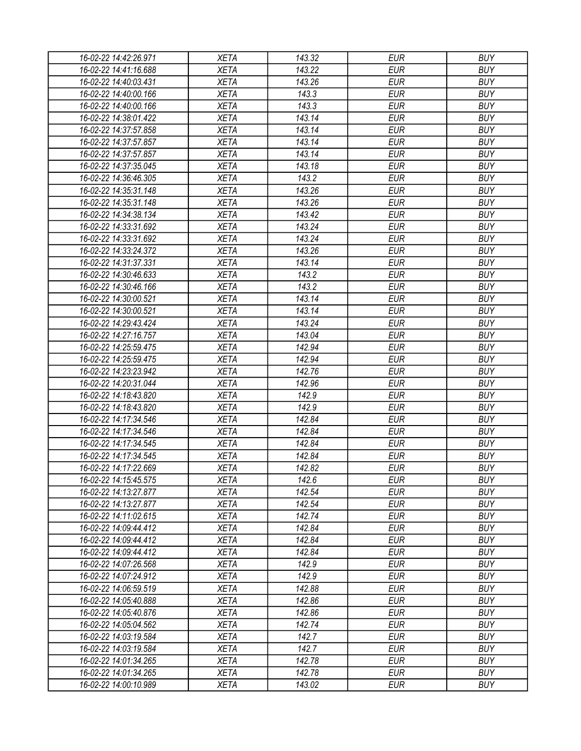| 16-02-22 14:42:26.971 | XETA | 143.32 | EUR | BUY |
|---|---|---|---|---|
| 16-02-22 14:41:16.688 | XETA | 143.22 | EUR | BUY |
| 16-02-22 14:40:03.431 | XETA | 143.26 | EUR | BUY |
| 16-02-22 14:40:00.166 | XETA | 143.3 | EUR | BUY |
| 16-02-22 14:40:00.166 | XETA | 143.3 | EUR | BUY |
| 16-02-22 14:38:01.422 | XETA | 143.14 | EUR | BUY |
| 16-02-22 14:37:57.858 | XETA | 143.14 | EUR | BUY |
| 16-02-22 14:37:57.857 | XETA | 143.14 | EUR | BUY |
| 16-02-22 14:37:57.857 | XETA | 143.14 | EUR | BUY |
| 16-02-22 14:37:35.045 | XETA | 143.18 | EUR | BUY |
| 16-02-22 14:36:46.305 | XETA | 143.2 | EUR | BUY |
| 16-02-22 14:35:31.148 | XETA | 143.26 | EUR | BUY |
| 16-02-22 14:35:31.148 | XETA | 143.26 | EUR | BUY |
| 16-02-22 14:34:38.134 | XETA | 143.42 | EUR | BUY |
| 16-02-22 14:33:31.692 | XETA | 143.24 | EUR | BUY |
| 16-02-22 14:33:31.692 | XETA | 143.24 | EUR | BUY |
| 16-02-22 14:33:24.372 | XETA | 143.26 | EUR | BUY |
| 16-02-22 14:31:37.331 | XETA | 143.14 | EUR | BUY |
| 16-02-22 14:30:46.633 | XETA | 143.2 | EUR | BUY |
| 16-02-22 14:30:46.166 | XETA | 143.2 | EUR | BUY |
| 16-02-22 14:30:00.521 | XETA | 143.14 | EUR | BUY |
| 16-02-22 14:30:00.521 | XETA | 143.14 | EUR | BUY |
| 16-02-22 14:29:43.424 | XETA | 143.24 | EUR | BUY |
| 16-02-22 14:27:16.757 | XETA | 143.04 | EUR | BUY |
| 16-02-22 14:25:59.475 | XETA | 142.94 | EUR | BUY |
| 16-02-22 14:25:59.475 | XETA | 142.94 | EUR | BUY |
| 16-02-22 14:23:23.942 | XETA | 142.76 | EUR | BUY |
| 16-02-22 14:20:31.044 | XETA | 142.96 | EUR | BUY |
| 16-02-22 14:18:43.820 | XETA | 142.9 | EUR | BUY |
| 16-02-22 14:18:43.820 | XETA | 142.9 | EUR | BUY |
| 16-02-22 14:17:34.546 | XETA | 142.84 | EUR | BUY |
| 16-02-22 14:17:34.546 | XETA | 142.84 | EUR | BUY |
| 16-02-22 14:17:34.545 | XETA | 142.84 | EUR | BUY |
| 16-02-22 14:17:34.545 | XETA | 142.84 | EUR | BUY |
| 16-02-22 14:17:22.669 | XETA | 142.82 | EUR | BUY |
| 16-02-22 14:15:45.575 | XETA | 142.6 | EUR | BUY |
| 16-02-22 14:13:27.877 | XETA | 142.54 | EUR | BUY |
| 16-02-22 14:13:27.877 | XETA | 142.54 | EUR | BUY |
| 16-02-22 14:11:02.615 | XETA | 142.74 | EUR | BUY |
| 16-02-22 14:09:44.412 | XETA | 142.84 | EUR | BUY |
| 16-02-22 14:09:44.412 | XETA | 142.84 | EUR | BUY |
| 16-02-22 14:09:44.412 | XETA | 142.84 | EUR | BUY |
| 16-02-22 14:07:26.568 | XETA | 142.9 | EUR | BUY |
| 16-02-22 14:07:24.912 | XETA | 142.9 | EUR | BUY |
| 16-02-22 14:06:59.519 | XETA | 142.88 | EUR | BUY |
| 16-02-22 14:05:40.888 | XETA | 142.86 | EUR | BUY |
| 16-02-22 14:05:40.876 | XETA | 142.86 | EUR | BUY |
| 16-02-22 14:05:04.562 | XETA | 142.74 | EUR | BUY |
| 16-02-22 14:03:19.584 | XETA | 142.7 | EUR | BUY |
| 16-02-22 14:03:19.584 | XETA | 142.7 | EUR | BUY |
| 16-02-22 14:01:34.265 | XETA | 142.78 | EUR | BUY |
| 16-02-22 14:01:34.265 | XETA | 142.78 | EUR | BUY |
| 16-02-22 14:00:10.989 | XETA | 143.02 | EUR | BUY |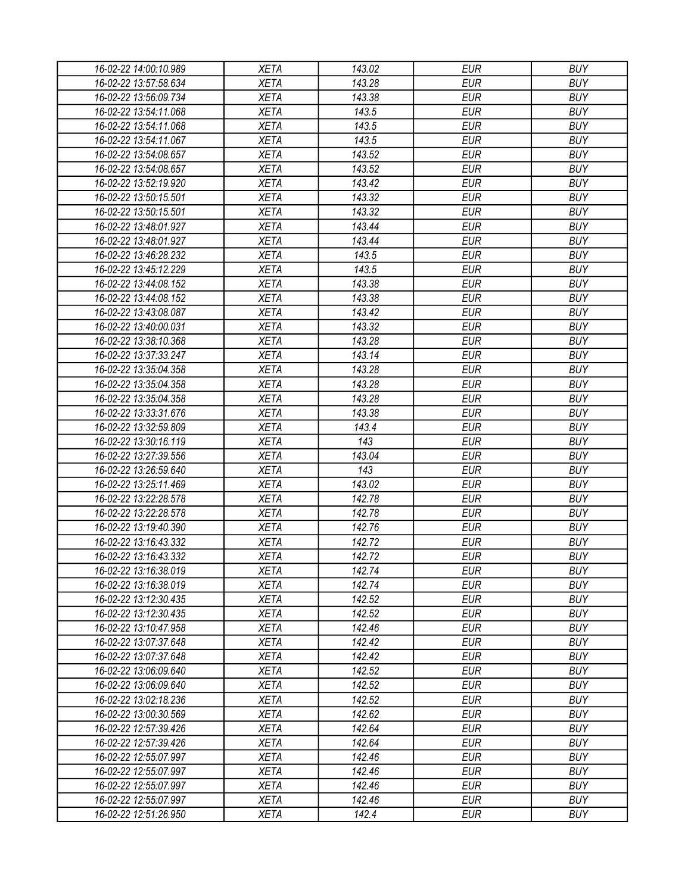| | | | | |
|---|---|---|---|---|
| 16-02-22 14:00:10.989 | XETA | 143.02 | EUR | BUY |
| 16-02-22 13:57:58.634 | XETA | 143.28 | EUR | BUY |
| 16-02-22 13:56:09.734 | XETA | 143.38 | EUR | BUY |
| 16-02-22 13:54:11.068 | XETA | 143.5 | EUR | BUY |
| 16-02-22 13:54:11.068 | XETA | 143.5 | EUR | BUY |
| 16-02-22 13:54:11.067 | XETA | 143.5 | EUR | BUY |
| 16-02-22 13:54:08.657 | XETA | 143.52 | EUR | BUY |
| 16-02-22 13:54:08.657 | XETA | 143.52 | EUR | BUY |
| 16-02-22 13:52:19.920 | XETA | 143.42 | EUR | BUY |
| 16-02-22 13:50:15.501 | XETA | 143.32 | EUR | BUY |
| 16-02-22 13:50:15.501 | XETA | 143.32 | EUR | BUY |
| 16-02-22 13:48:01.927 | XETA | 143.44 | EUR | BUY |
| 16-02-22 13:48:01.927 | XETA | 143.44 | EUR | BUY |
| 16-02-22 13:46:28.232 | XETA | 143.5 | EUR | BUY |
| 16-02-22 13:45:12.229 | XETA | 143.5 | EUR | BUY |
| 16-02-22 13:44:08.152 | XETA | 143.38 | EUR | BUY |
| 16-02-22 13:44:08.152 | XETA | 143.38 | EUR | BUY |
| 16-02-22 13:43:08.087 | XETA | 143.42 | EUR | BUY |
| 16-02-22 13:40:00.031 | XETA | 143.32 | EUR | BUY |
| 16-02-22 13:38:10.368 | XETA | 143.28 | EUR | BUY |
| 16-02-22 13:37:33.247 | XETA | 143.14 | EUR | BUY |
| 16-02-22 13:35:04.358 | XETA | 143.28 | EUR | BUY |
| 16-02-22 13:35:04.358 | XETA | 143.28 | EUR | BUY |
| 16-02-22 13:35:04.358 | XETA | 143.28 | EUR | BUY |
| 16-02-22 13:33:31.676 | XETA | 143.38 | EUR | BUY |
| 16-02-22 13:32:59.809 | XETA | 143.4 | EUR | BUY |
| 16-02-22 13:30:16.119 | XETA | 143 | EUR | BUY |
| 16-02-22 13:27:39.556 | XETA | 143.04 | EUR | BUY |
| 16-02-22 13:26:59.640 | XETA | 143 | EUR | BUY |
| 16-02-22 13:25:11.469 | XETA | 143.02 | EUR | BUY |
| 16-02-22 13:22:28.578 | XETA | 142.78 | EUR | BUY |
| 16-02-22 13:22:28.578 | XETA | 142.78 | EUR | BUY |
| 16-02-22 13:19:40.390 | XETA | 142.76 | EUR | BUY |
| 16-02-22 13:16:43.332 | XETA | 142.72 | EUR | BUY |
| 16-02-22 13:16:43.332 | XETA | 142.72 | EUR | BUY |
| 16-02-22 13:16:38.019 | XETA | 142.74 | EUR | BUY |
| 16-02-22 13:16:38.019 | XETA | 142.74 | EUR | BUY |
| 16-02-22 13:12:30.435 | XETA | 142.52 | EUR | BUY |
| 16-02-22 13:12:30.435 | XETA | 142.52 | EUR | BUY |
| 16-02-22 13:10:47.958 | XETA | 142.46 | EUR | BUY |
| 16-02-22 13:07:37.648 | XETA | 142.42 | EUR | BUY |
| 16-02-22 13:07:37.648 | XETA | 142.42 | EUR | BUY |
| 16-02-22 13:06:09.640 | XETA | 142.52 | EUR | BUY |
| 16-02-22 13:06:09.640 | XETA | 142.52 | EUR | BUY |
| 16-02-22 13:02:18.236 | XETA | 142.52 | EUR | BUY |
| 16-02-22 13:00:30.569 | XETA | 142.62 | EUR | BUY |
| 16-02-22 12:57:39.426 | XETA | 142.64 | EUR | BUY |
| 16-02-22 12:57:39.426 | XETA | 142.64 | EUR | BUY |
| 16-02-22 12:55:07.997 | XETA | 142.46 | EUR | BUY |
| 16-02-22 12:55:07.997 | XETA | 142.46 | EUR | BUY |
| 16-02-22 12:55:07.997 | XETA | 142.46 | EUR | BUY |
| 16-02-22 12:55:07.997 | XETA | 142.46 | EUR | BUY |
| 16-02-22 12:51:26.950 | XETA | 142.4 | EUR | BUY |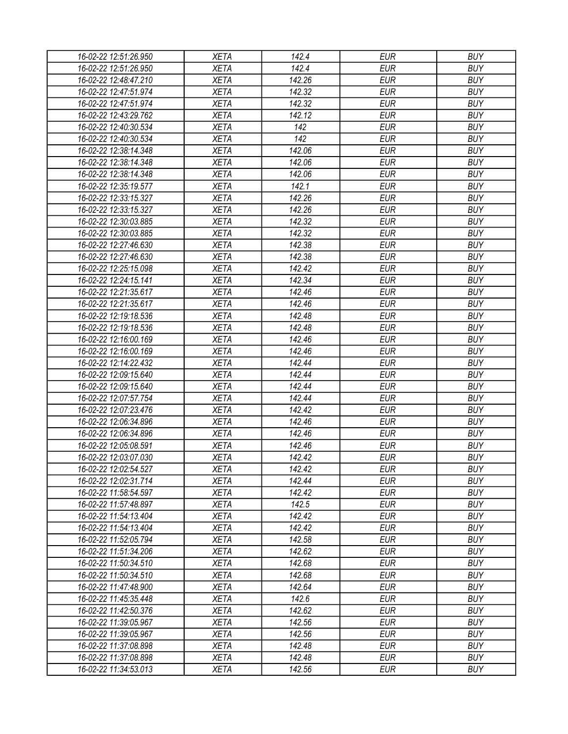| 16-02-22 12:51:26.950 | XETA | 142.4 | EUR | BUY |
|---|---|---|---|---|
| 16-02-22 12:51:26.950 | XETA | 142.4 | EUR | BUY |
| 16-02-22 12:48:47.210 | XETA | 142.26 | EUR | BUY |
| 16-02-22 12:47:51.974 | XETA | 142.32 | EUR | BUY |
| 16-02-22 12:47:51.974 | XETA | 142.32 | EUR | BUY |
| 16-02-22 12:43:29.762 | XETA | 142.12 | EUR | BUY |
| 16-02-22 12:40:30.534 | XETA | 142 | EUR | BUY |
| 16-02-22 12:40:30.534 | XETA | 142 | EUR | BUY |
| 16-02-22 12:38:14.348 | XETA | 142.06 | EUR | BUY |
| 16-02-22 12:38:14.348 | XETA | 142.06 | EUR | BUY |
| 16-02-22 12:38:14.348 | XETA | 142.06 | EUR | BUY |
| 16-02-22 12:35:19.577 | XETA | 142.1 | EUR | BUY |
| 16-02-22 12:33:15.327 | XETA | 142.26 | EUR | BUY |
| 16-02-22 12:33:15.327 | XETA | 142.26 | EUR | BUY |
| 16-02-22 12:30:03.885 | XETA | 142.32 | EUR | BUY |
| 16-02-22 12:30:03.885 | XETA | 142.32 | EUR | BUY |
| 16-02-22 12:27:46.630 | XETA | 142.38 | EUR | BUY |
| 16-02-22 12:27:46.630 | XETA | 142.38 | EUR | BUY |
| 16-02-22 12:25:15.098 | XETA | 142.42 | EUR | BUY |
| 16-02-22 12:24:15.141 | XETA | 142.34 | EUR | BUY |
| 16-02-22 12:21:35.617 | XETA | 142.46 | EUR | BUY |
| 16-02-22 12:21:35.617 | XETA | 142.46 | EUR | BUY |
| 16-02-22 12:19:18.536 | XETA | 142.48 | EUR | BUY |
| 16-02-22 12:19:18.536 | XETA | 142.48 | EUR | BUY |
| 16-02-22 12:16:00.169 | XETA | 142.46 | EUR | BUY |
| 16-02-22 12:16:00.169 | XETA | 142.46 | EUR | BUY |
| 16-02-22 12:14:22.432 | XETA | 142.44 | EUR | BUY |
| 16-02-22 12:09:15.640 | XETA | 142.44 | EUR | BUY |
| 16-02-22 12:09:15.640 | XETA | 142.44 | EUR | BUY |
| 16-02-22 12:07:57.754 | XETA | 142.44 | EUR | BUY |
| 16-02-22 12:07:23.476 | XETA | 142.42 | EUR | BUY |
| 16-02-22 12:06:34.896 | XETA | 142.46 | EUR | BUY |
| 16-02-22 12:06:34.896 | XETA | 142.46 | EUR | BUY |
| 16-02-22 12:05:08.591 | XETA | 142.46 | EUR | BUY |
| 16-02-22 12:03:07.030 | XETA | 142.42 | EUR | BUY |
| 16-02-22 12:02:54.527 | XETA | 142.42 | EUR | BUY |
| 16-02-22 12:02:31.714 | XETA | 142.44 | EUR | BUY |
| 16-02-22 11:58:54.597 | XETA | 142.42 | EUR | BUY |
| 16-02-22 11:57:48.897 | XETA | 142.5 | EUR | BUY |
| 16-02-22 11:54:13.404 | XETA | 142.42 | EUR | BUY |
| 16-02-22 11:54:13.404 | XETA | 142.42 | EUR | BUY |
| 16-02-22 11:52:05.794 | XETA | 142.58 | EUR | BUY |
| 16-02-22 11:51:34.206 | XETA | 142.62 | EUR | BUY |
| 16-02-22 11:50:34.510 | XETA | 142.68 | EUR | BUY |
| 16-02-22 11:50:34.510 | XETA | 142.68 | EUR | BUY |
| 16-02-22 11:47:48.900 | XETA | 142.64 | EUR | BUY |
| 16-02-22 11:45:35.448 | XETA | 142.6 | EUR | BUY |
| 16-02-22 11:42:50.376 | XETA | 142.62 | EUR | BUY |
| 16-02-22 11:39:05.967 | XETA | 142.56 | EUR | BUY |
| 16-02-22 11:39:05.967 | XETA | 142.56 | EUR | BUY |
| 16-02-22 11:37:08.898 | XETA | 142.48 | EUR | BUY |
| 16-02-22 11:37:08.898 | XETA | 142.48 | EUR | BUY |
| 16-02-22 11:34:53.013 | XETA | 142.56 | EUR | BUY |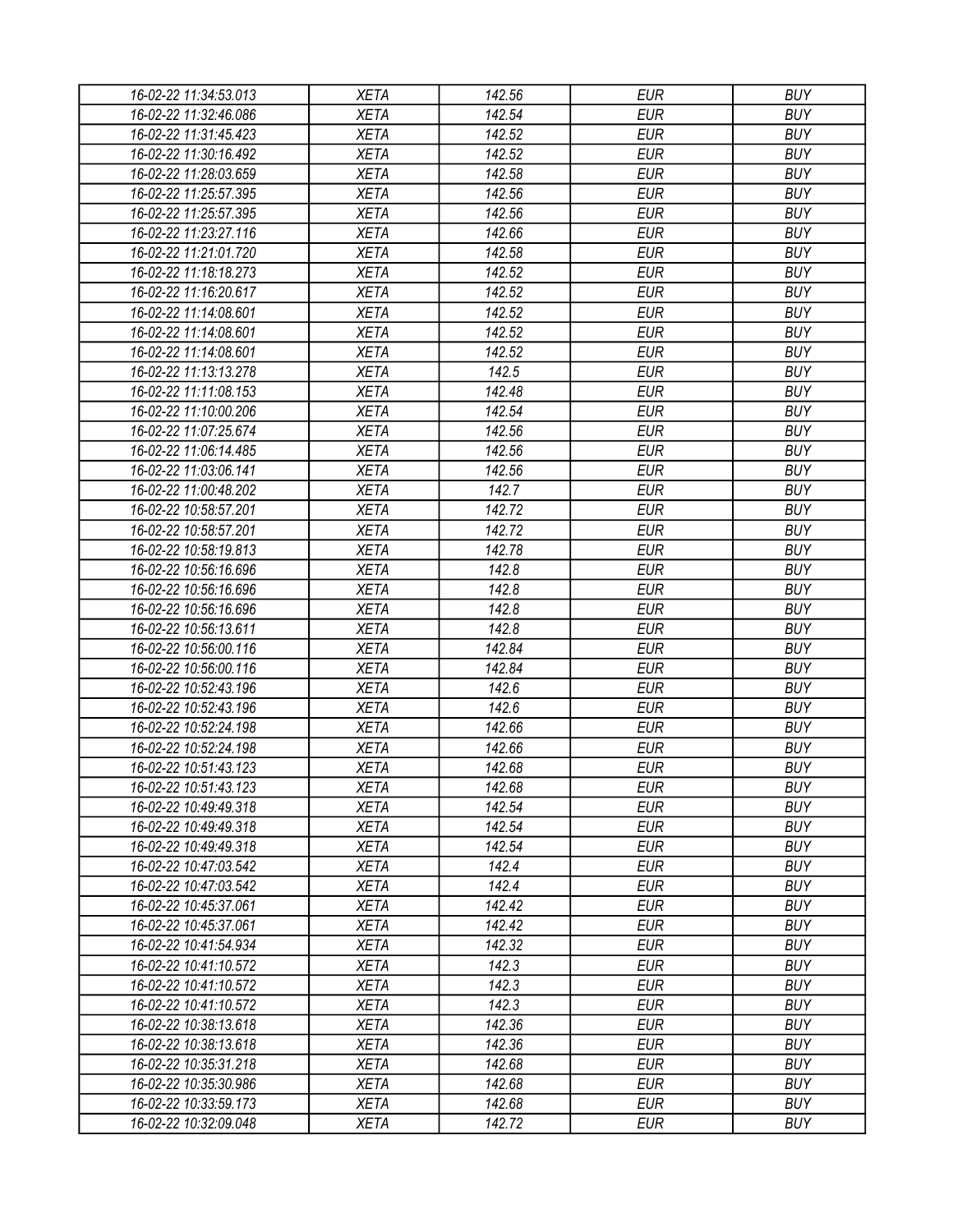| 16-02-22 11:34:53.013 | XETA | 142.56 | EUR | BUY |
|---|---|---|---|---|
| 16-02-22 11:32:46.086 | XETA | 142.54 | EUR | BUY |
| 16-02-22 11:31:45.423 | XETA | 142.52 | EUR | BUY |
| 16-02-22 11:30:16.492 | XETA | 142.52 | EUR | BUY |
| 16-02-22 11:28:03.659 | XETA | 142.58 | EUR | BUY |
| 16-02-22 11:25:57.395 | XETA | 142.56 | EUR | BUY |
| 16-02-22 11:25:57.395 | XETA | 142.56 | EUR | BUY |
| 16-02-22 11:23:27.116 | XETA | 142.66 | EUR | BUY |
| 16-02-22 11:21:01.720 | XETA | 142.58 | EUR | BUY |
| 16-02-22 11:18:18.273 | XETA | 142.52 | EUR | BUY |
| 16-02-22 11:16:20.617 | XETA | 142.52 | EUR | BUY |
| 16-02-22 11:14:08.601 | XETA | 142.52 | EUR | BUY |
| 16-02-22 11:14:08.601 | XETA | 142.52 | EUR | BUY |
| 16-02-22 11:14:08.601 | XETA | 142.52 | EUR | BUY |
| 16-02-22 11:13:13.278 | XETA | 142.5 | EUR | BUY |
| 16-02-22 11:11:08.153 | XETA | 142.48 | EUR | BUY |
| 16-02-22 11:10:00.206 | XETA | 142.54 | EUR | BUY |
| 16-02-22 11:07:25.674 | XETA | 142.56 | EUR | BUY |
| 16-02-22 11:06:14.485 | XETA | 142.56 | EUR | BUY |
| 16-02-22 11:03:06.141 | XETA | 142.56 | EUR | BUY |
| 16-02-22 11:00:48.202 | XETA | 142.7 | EUR | BUY |
| 16-02-22 10:58:57.201 | XETA | 142.72 | EUR | BUY |
| 16-02-22 10:58:57.201 | XETA | 142.72 | EUR | BUY |
| 16-02-22 10:58:19.813 | XETA | 142.78 | EUR | BUY |
| 16-02-22 10:56:16.696 | XETA | 142.8 | EUR | BUY |
| 16-02-22 10:56:16.696 | XETA | 142.8 | EUR | BUY |
| 16-02-22 10:56:16.696 | XETA | 142.8 | EUR | BUY |
| 16-02-22 10:56:13.611 | XETA | 142.8 | EUR | BUY |
| 16-02-22 10:56:00.116 | XETA | 142.84 | EUR | BUY |
| 16-02-22 10:56:00.116 | XETA | 142.84 | EUR | BUY |
| 16-02-22 10:52:43.196 | XETA | 142.6 | EUR | BUY |
| 16-02-22 10:52:43.196 | XETA | 142.6 | EUR | BUY |
| 16-02-22 10:52:24.198 | XETA | 142.66 | EUR | BUY |
| 16-02-22 10:52:24.198 | XETA | 142.66 | EUR | BUY |
| 16-02-22 10:51:43.123 | XETA | 142.68 | EUR | BUY |
| 16-02-22 10:51:43.123 | XETA | 142.68 | EUR | BUY |
| 16-02-22 10:49:49.318 | XETA | 142.54 | EUR | BUY |
| 16-02-22 10:49:49.318 | XETA | 142.54 | EUR | BUY |
| 16-02-22 10:49:49.318 | XETA | 142.54 | EUR | BUY |
| 16-02-22 10:47:03.542 | XETA | 142.4 | EUR | BUY |
| 16-02-22 10:47:03.542 | XETA | 142.4 | EUR | BUY |
| 16-02-22 10:45:37.061 | XETA | 142.42 | EUR | BUY |
| 16-02-22 10:45:37.061 | XETA | 142.42 | EUR | BUY |
| 16-02-22 10:41:54.934 | XETA | 142.32 | EUR | BUY |
| 16-02-22 10:41:10.572 | XETA | 142.3 | EUR | BUY |
| 16-02-22 10:41:10.572 | XETA | 142.3 | EUR | BUY |
| 16-02-22 10:41:10.572 | XETA | 142.3 | EUR | BUY |
| 16-02-22 10:38:13.618 | XETA | 142.36 | EUR | BUY |
| 16-02-22 10:38:13.618 | XETA | 142.36 | EUR | BUY |
| 16-02-22 10:35:31.218 | XETA | 142.68 | EUR | BUY |
| 16-02-22 10:35:30.986 | XETA | 142.68 | EUR | BUY |
| 16-02-22 10:33:59.173 | XETA | 142.68 | EUR | BUY |
| 16-02-22 10:32:09.048 | XETA | 142.72 | EUR | BUY |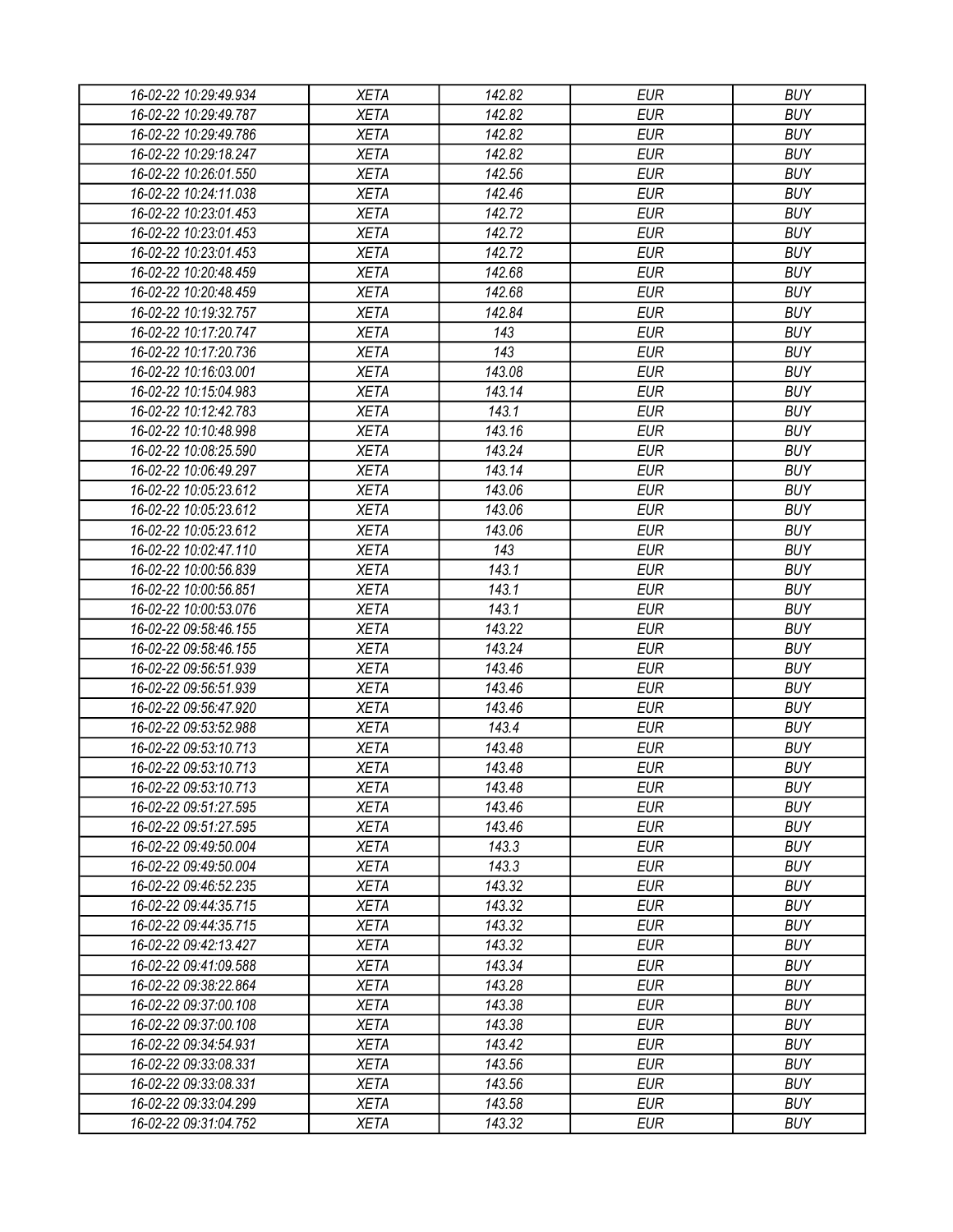| 16-02-22 10:29:49.934 | XETA | 142.82 | EUR | BUY |
|---|---|---|---|---|
| 16-02-22 10:29:49.787 | XETA | 142.82 | EUR | BUY |
| 16-02-22 10:29:49.786 | XETA | 142.82 | EUR | BUY |
| 16-02-22 10:29:18.247 | XETA | 142.82 | EUR | BUY |
| 16-02-22 10:26:01.550 | XETA | 142.56 | EUR | BUY |
| 16-02-22 10:24:11.038 | XETA | 142.46 | EUR | BUY |
| 16-02-22 10:23:01.453 | XETA | 142.72 | EUR | BUY |
| 16-02-22 10:23:01.453 | XETA | 142.72 | EUR | BUY |
| 16-02-22 10:23:01.453 | XETA | 142.72 | EUR | BUY |
| 16-02-22 10:20:48.459 | XETA | 142.68 | EUR | BUY |
| 16-02-22 10:20:48.459 | XETA | 142.68 | EUR | BUY |
| 16-02-22 10:19:32.757 | XETA | 142.84 | EUR | BUY |
| 16-02-22 10:17:20.747 | XETA | 143 | EUR | BUY |
| 16-02-22 10:17:20.736 | XETA | 143 | EUR | BUY |
| 16-02-22 10:16:03.001 | XETA | 143.08 | EUR | BUY |
| 16-02-22 10:15:04.983 | XETA | 143.14 | EUR | BUY |
| 16-02-22 10:12:42.783 | XETA | 143.1 | EUR | BUY |
| 16-02-22 10:10:48.998 | XETA | 143.16 | EUR | BUY |
| 16-02-22 10:08:25.590 | XETA | 143.24 | EUR | BUY |
| 16-02-22 10:06:49.297 | XETA | 143.14 | EUR | BUY |
| 16-02-22 10:05:23.612 | XETA | 143.06 | EUR | BUY |
| 16-02-22 10:05:23.612 | XETA | 143.06 | EUR | BUY |
| 16-02-22 10:05:23.612 | XETA | 143.06 | EUR | BUY |
| 16-02-22 10:02:47.110 | XETA | 143 | EUR | BUY |
| 16-02-22 10:00:56.839 | XETA | 143.1 | EUR | BUY |
| 16-02-22 10:00:56.851 | XETA | 143.1 | EUR | BUY |
| 16-02-22 10:00:53.076 | XETA | 143.1 | EUR | BUY |
| 16-02-22 09:58:46.155 | XETA | 143.22 | EUR | BUY |
| 16-02-22 09:58:46.155 | XETA | 143.24 | EUR | BUY |
| 16-02-22 09:56:51.939 | XETA | 143.46 | EUR | BUY |
| 16-02-22 09:56:51.939 | XETA | 143.46 | EUR | BUY |
| 16-02-22 09:56:47.920 | XETA | 143.46 | EUR | BUY |
| 16-02-22 09:53:52.988 | XETA | 143.4 | EUR | BUY |
| 16-02-22 09:53:10.713 | XETA | 143.48 | EUR | BUY |
| 16-02-22 09:53:10.713 | XETA | 143.48 | EUR | BUY |
| 16-02-22 09:53:10.713 | XETA | 143.48 | EUR | BUY |
| 16-02-22 09:51:27.595 | XETA | 143.46 | EUR | BUY |
| 16-02-22 09:51:27.595 | XETA | 143.46 | EUR | BUY |
| 16-02-22 09:49:50.004 | XETA | 143.3 | EUR | BUY |
| 16-02-22 09:49:50.004 | XETA | 143.3 | EUR | BUY |
| 16-02-22 09:46:52.235 | XETA | 143.32 | EUR | BUY |
| 16-02-22 09:44:35.715 | XETA | 143.32 | EUR | BUY |
| 16-02-22 09:44:35.715 | XETA | 143.32 | EUR | BUY |
| 16-02-22 09:42:13.427 | XETA | 143.32 | EUR | BUY |
| 16-02-22 09:41:09.588 | XETA | 143.34 | EUR | BUY |
| 16-02-22 09:38:22.864 | XETA | 143.28 | EUR | BUY |
| 16-02-22 09:37:00.108 | XETA | 143.38 | EUR | BUY |
| 16-02-22 09:37:00.108 | XETA | 143.38 | EUR | BUY |
| 16-02-22 09:34:54.931 | XETA | 143.42 | EUR | BUY |
| 16-02-22 09:33:08.331 | XETA | 143.56 | EUR | BUY |
| 16-02-22 09:33:08.331 | XETA | 143.56 | EUR | BUY |
| 16-02-22 09:33:04.299 | XETA | 143.58 | EUR | BUY |
| 16-02-22 09:31:04.752 | XETA | 143.32 | EUR | BUY |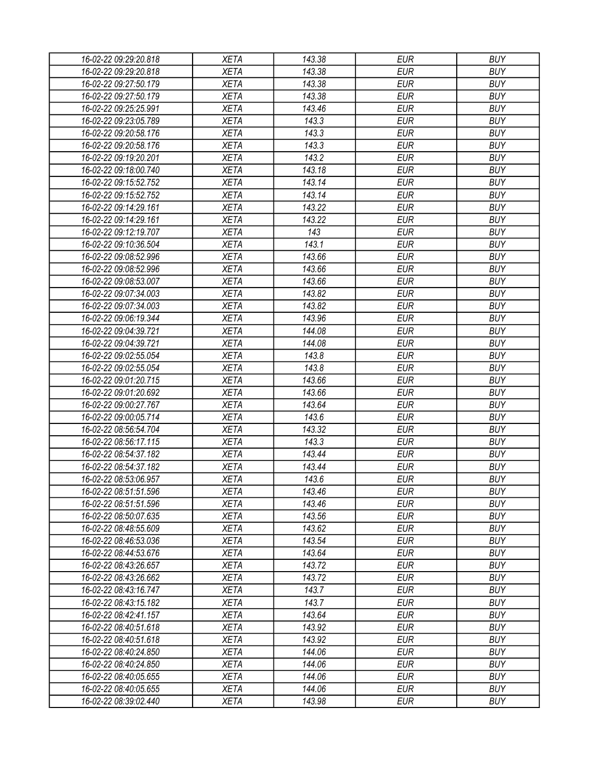| | | | | |
|---|---|---|---|---|
| *16-02-22 09:29:20.818* | *XETA* | *143.38* | *EUR* | *BUY* |
| *16-02-22 09:29:20.818* | *XETA* | *143.38* | *EUR* | *BUY* |
| *16-02-22 09:27:50.179* | *XETA* | *143.38* | *EUR* | *BUY* |
| *16-02-22 09:27:50.179* | *XETA* | *143.38* | *EUR* | *BUY* |
| *16-02-22 09:25:25.991* | *XETA* | *143.46* | *EUR* | *BUY* |
| *16-02-22 09:23:05.789* | *XETA* | *143.3* | *EUR* | *BUY* |
| *16-02-22 09:20:58.176* | *XETA* | *143.3* | *EUR* | *BUY* |
| *16-02-22 09:20:58.176* | *XETA* | *143.3* | *EUR* | *BUY* |
| *16-02-22 09:19:20.201* | *XETA* | *143.2* | *EUR* | *BUY* |
| *16-02-22 09:18:00.740* | *XETA* | *143.18* | *EUR* | *BUY* |
| *16-02-22 09:15:52.752* | *XETA* | *143.14* | *EUR* | *BUY* |
| *16-02-22 09:15:52.752* | *XETA* | *143.14* | *EUR* | *BUY* |
| *16-02-22 09:14:29.161* | *XETA* | *143.22* | *EUR* | *BUY* |
| *16-02-22 09:14:29.161* | *XETA* | *143.22* | *EUR* | *BUY* |
| *16-02-22 09:12:19.707* | *XETA* | *143* | *EUR* | *BUY* |
| *16-02-22 09:10:36.504* | *XETA* | *143.1* | *EUR* | *BUY* |
| *16-02-22 09:08:52.996* | *XETA* | *143.66* | *EUR* | *BUY* |
| *16-02-22 09:08:52.996* | *XETA* | *143.66* | *EUR* | *BUY* |
| *16-02-22 09:08:53.007* | *XETA* | *143.66* | *EUR* | *BUY* |
| *16-02-22 09:07:34.003* | *XETA* | *143.82* | *EUR* | *BUY* |
| *16-02-22 09:07:34.003* | *XETA* | *143.82* | *EUR* | *BUY* |
| *16-02-22 09:06:19.344* | *XETA* | *143.96* | *EUR* | *BUY* |
| *16-02-22 09:04:39.721* | *XETA* | *144.08* | *EUR* | *BUY* |
| *16-02-22 09:04:39.721* | *XETA* | *144.08* | *EUR* | *BUY* |
| *16-02-22 09:02:55.054* | *XETA* | *143.8* | *EUR* | *BUY* |
| *16-02-22 09:02:55.054* | *XETA* | *143.8* | *EUR* | *BUY* |
| *16-02-22 09:01:20.715* | *XETA* | *143.66* | *EUR* | *BUY* |
| *16-02-22 09:01:20.692* | *XETA* | *143.66* | *EUR* | *BUY* |
| *16-02-22 09:00:27.767* | *XETA* | *143.64* | *EUR* | *BUY* |
| *16-02-22 09:00:05.714* | *XETA* | *143.6* | *EUR* | *BUY* |
| *16-02-22 08:56:54.704* | *XETA* | *143.32* | *EUR* | *BUY* |
| *16-02-22 08:56:17.115* | *XETA* | *143.3* | *EUR* | *BUY* |
| *16-02-22 08:54:37.182* | *XETA* | *143.44* | *EUR* | *BUY* |
| *16-02-22 08:54:37.182* | *XETA* | *143.44* | *EUR* | *BUY* |
| *16-02-22 08:53:06.957* | *XETA* | *143.6* | *EUR* | *BUY* |
| *16-02-22 08:51:51.596* | *XETA* | *143.46* | *EUR* | *BUY* |
| *16-02-22 08:51:51.596* | *XETA* | *143.46* | *EUR* | *BUY* |
| *16-02-22 08:50:07.635* | *XETA* | *143.56* | *EUR* | *BUY* |
| *16-02-22 08:48:55.609* | *XETA* | *143.62* | *EUR* | *BUY* |
| *16-02-22 08:46:53.036* | *XETA* | *143.54* | *EUR* | *BUY* |
| *16-02-22 08:44:53.676* | *XETA* | *143.64* | *EUR* | *BUY* |
| *16-02-22 08:43:26.657* | *XETA* | *143.72* | *EUR* | *BUY* |
| *16-02-22 08:43:26.662* | *XETA* | *143.72* | *EUR* | *BUY* |
| *16-02-22 08:43:16.747* | *XETA* | *143.7* | *EUR* | *BUY* |
| *16-02-22 08:43:15.182* | *XETA* | *143.7* | *EUR* | *BUY* |
| *16-02-22 08:42:41.157* | *XETA* | *143.64* | *EUR* | *BUY* |
| *16-02-22 08:40:51.618* | *XETA* | *143.92* | *EUR* | *BUY* |
| *16-02-22 08:40:51.618* | *XETA* | *143.92* | *EUR* | *BUY* |
| *16-02-22 08:40:24.850* | *XETA* | *144.06* | *EUR* | *BUY* |
| *16-02-22 08:40:24.850* | *XETA* | *144.06* | *EUR* | *BUY* |
| *16-02-22 08:40:05.655* | *XETA* | *144.06* | *EUR* | *BUY* |
| *16-02-22 08:40:05.655* | *XETA* | *144.06* | *EUR* | *BUY* |
| *16-02-22 08:39:02.440* | *XETA* | *143.98* | *EUR* | *BUY* |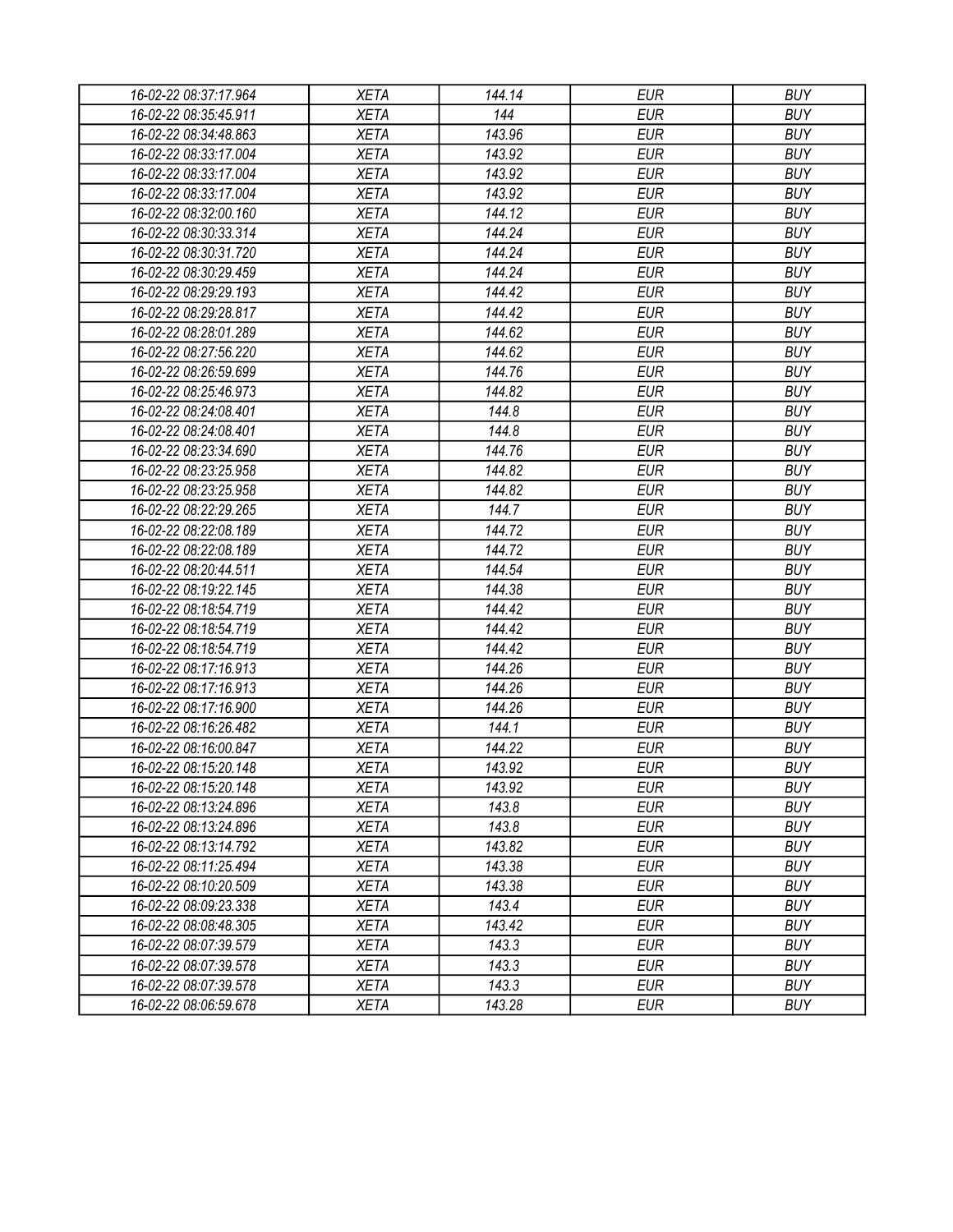| | | | | |
|---|---|---|---|---|
| 16-02-22 08:37:17.964 | XETA | 144.14 | EUR | BUY |
| 16-02-22 08:35:45.911 | XETA | 144 | EUR | BUY |
| 16-02-22 08:34:48.863 | XETA | 143.96 | EUR | BUY |
| 16-02-22 08:33:17.004 | XETA | 143.92 | EUR | BUY |
| 16-02-22 08:33:17.004 | XETA | 143.92 | EUR | BUY |
| 16-02-22 08:33:17.004 | XETA | 143.92 | EUR | BUY |
| 16-02-22 08:32:00.160 | XETA | 144.12 | EUR | BUY |
| 16-02-22 08:30:33.314 | XETA | 144.24 | EUR | BUY |
| 16-02-22 08:30:31.720 | XETA | 144.24 | EUR | BUY |
| 16-02-22 08:30:29.459 | XETA | 144.24 | EUR | BUY |
| 16-02-22 08:29:29.193 | XETA | 144.42 | EUR | BUY |
| 16-02-22 08:29:28.817 | XETA | 144.42 | EUR | BUY |
| 16-02-22 08:28:01.289 | XETA | 144.62 | EUR | BUY |
| 16-02-22 08:27:56.220 | XETA | 144.62 | EUR | BUY |
| 16-02-22 08:26:59.699 | XETA | 144.76 | EUR | BUY |
| 16-02-22 08:25:46.973 | XETA | 144.82 | EUR | BUY |
| 16-02-22 08:24:08.401 | XETA | 144.8 | EUR | BUY |
| 16-02-22 08:24:08.401 | XETA | 144.8 | EUR | BUY |
| 16-02-22 08:23:34.690 | XETA | 144.76 | EUR | BUY |
| 16-02-22 08:23:25.958 | XETA | 144.82 | EUR | BUY |
| 16-02-22 08:23:25.958 | XETA | 144.82 | EUR | BUY |
| 16-02-22 08:22:29.265 | XETA | 144.7 | EUR | BUY |
| 16-02-22 08:22:08.189 | XETA | 144.72 | EUR | BUY |
| 16-02-22 08:22:08.189 | XETA | 144.72 | EUR | BUY |
| 16-02-22 08:20:44.511 | XETA | 144.54 | EUR | BUY |
| 16-02-22 08:19:22.145 | XETA | 144.38 | EUR | BUY |
| 16-02-22 08:18:54.719 | XETA | 144.42 | EUR | BUY |
| 16-02-22 08:18:54.719 | XETA | 144.42 | EUR | BUY |
| 16-02-22 08:18:54.719 | XETA | 144.42 | EUR | BUY |
| 16-02-22 08:17:16.913 | XETA | 144.26 | EUR | BUY |
| 16-02-22 08:17:16.913 | XETA | 144.26 | EUR | BUY |
| 16-02-22 08:17:16.900 | XETA | 144.26 | EUR | BUY |
| 16-02-22 08:16:26.482 | XETA | 144.1 | EUR | BUY |
| 16-02-22 08:16:00.847 | XETA | 144.22 | EUR | BUY |
| 16-02-22 08:15:20.148 | XETA | 143.92 | EUR | BUY |
| 16-02-22 08:15:20.148 | XETA | 143.92 | EUR | BUY |
| 16-02-22 08:13:24.896 | XETA | 143.8 | EUR | BUY |
| 16-02-22 08:13:24.896 | XETA | 143.8 | EUR | BUY |
| 16-02-22 08:13:14.792 | XETA | 143.82 | EUR | BUY |
| 16-02-22 08:11:25.494 | XETA | 143.38 | EUR | BUY |
| 16-02-22 08:10:20.509 | XETA | 143.38 | EUR | BUY |
| 16-02-22 08:09:23.338 | XETA | 143.4 | EUR | BUY |
| 16-02-22 08:08:48.305 | XETA | 143.42 | EUR | BUY |
| 16-02-22 08:07:39.579 | XETA | 143.3 | EUR | BUY |
| 16-02-22 08:07:39.578 | XETA | 143.3 | EUR | BUY |
| 16-02-22 08:07:39.578 | XETA | 143.3 | EUR | BUY |
| 16-02-22 08:06:59.678 | XETA | 143.28 | EUR | BUY |